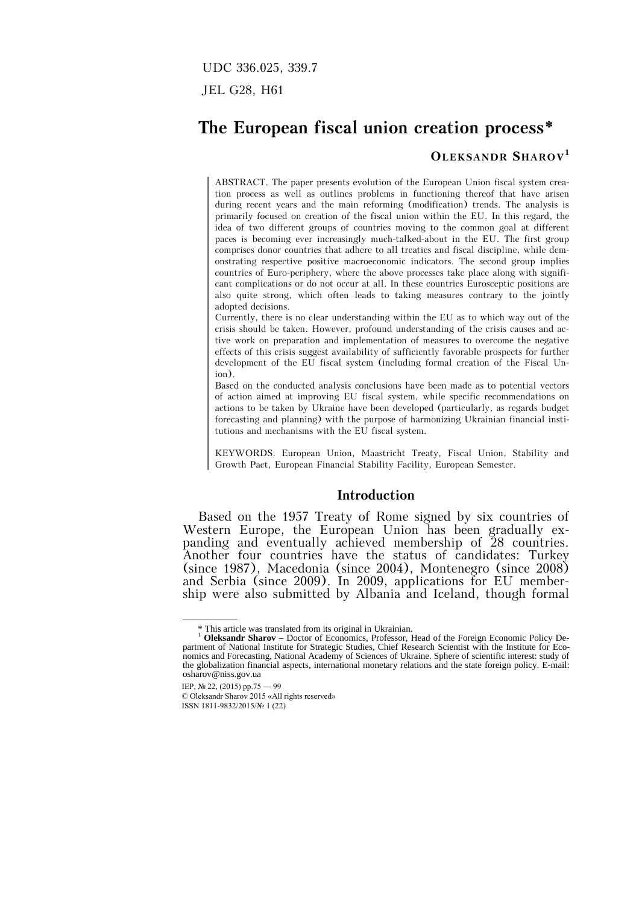UDC 336.025, 339.7

JEL G28, H61

# The European fiscal union creation process*

## OLEKSANDR SHAROV[1]

ABSTRACT. The paper presents evolution of the European Union fiscal system creation process as well as outlines problems in functioning thereof that have arisen during recent years and the main reforming (modification) trends. The analysis is primarily focused on creation of the fiscal union within the EU. In this regard, the idea of two different groups of countries moving to the common goal at different paces is becoming ever increasingly much-talked-about in the EU. The first group comprises donor countries that adhere to all treaties and fiscal discipline, while demonstrating respective positive macroeconomic indicators. The second group implies countries of Euro-periphery, where the above processes take place along with significant complications or do not occur at all. In these countries Eurosceptic positions are also quite strong, which often leads to taking measures contrary to the jointly adopted decisions.

Currently, there is no clear understanding within the EU as to which way out of the crisis should be taken. However, profound understanding of the crisis causes and active work on preparation and implementation of measures to overcome the negative effects of this crisis suggest availability of sufficiently favorable prospects for further development of the EU fiscal system (including formal creation of the Fiscal Union).

Based on the conducted analysis conclusions have been made as to potential vectors of action aimed at improving EU fiscal system, while specific recommendations on actions to be taken by Ukraine have been developed (particularly, as regards budget forecasting and planning) with the purpose of harmonizing Ukrainian financial institutions and mechanisms with the EU fiscal system.

KEYWORDS. European Union, Maastricht Treaty, Fiscal Union, Stability and Growth Pact, European Financial Stability Facility, European Semester.

## Introduction

Based on the 1957 Treaty of Rome signed by six countries of Western Europe, the European Union has been gradually expanding and eventually achieved membership of 28 countries. Another four countries have the status of candidates: Turkey (since 1987), Macedonia (since 2004), Montenegro (since 2008) and Serbia (since 2009). In 2009, applications for EU membership were also submitted by Albania and Iceland, though formal

---

* This article was translated from its original in Ukrainian.

[1] **Oleksandr Sharov** – Doctor of Economics, Professor, Head of the Foreign Economic Policy Department of National Institute for Strategic Studies, Chief Research Scientist with the Institute for Economics and Forecasting, National Academy of Sciences of Ukraine. Sphere of scientific interest: study of the globalization financial aspects, international monetary relations and the state foreign policy. E-mail: osharov@niss.gov.ua

IEP, № 22, (2015) pp.75 — 99

© Oleksandr Sharov 2015 «All rights reserved»

ISSN 1811-9832/2015/№ 1 (22)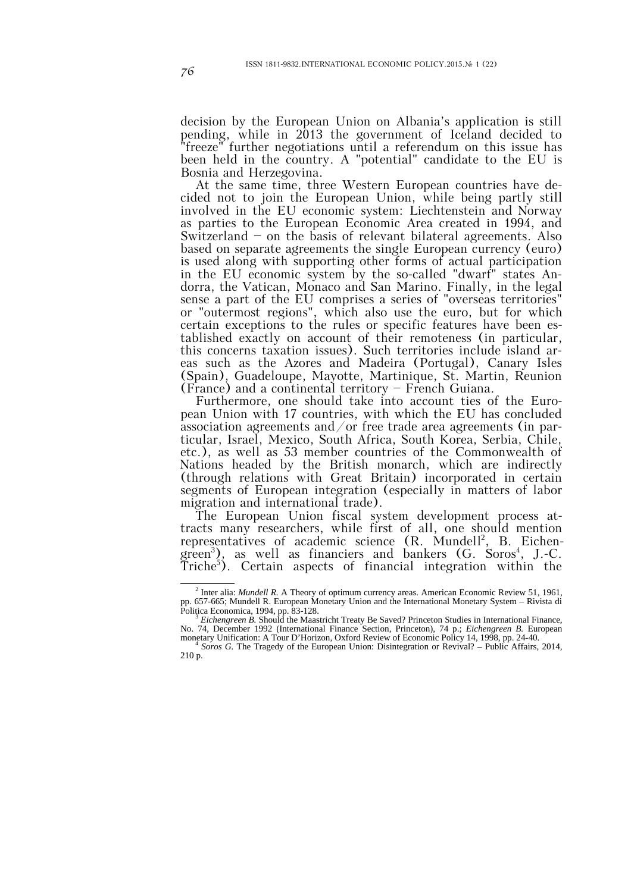decision by the European Union on Albania's application is still pending, while in 2013 the government of Iceland decided to "freeze" further negotiations until a referendum on this issue has been held in the country. A "potential" candidate to the EU is Bosnia and Herzegovina.

At the same time, three Western European countries have decided not to join the European Union, while being partly still involved in the EU economic system: Liechtenstein and Norway as parties to the European Economic Area created in 1994, and Switzerland – on the basis of relevant bilateral agreements. Also based on separate agreements the single European currency (euro) is used along with supporting other forms of actual participation in the EU economic system by the so-called "dwarf" states Andorra, the Vatican, Monaco and San Marino. Finally, in the legal sense a part of the EU comprises a series of "overseas territories" or "outermost regions", which also use the euro, but for which certain exceptions to the rules or specific features have been established exactly on account of their remoteness (in particular, this concerns taxation issues). Such territories include island areas such as the Azores and Madeira (Portugal), Canary Isles (Spain), Guadeloupe, Mayotte, Martinique, St. Martin, Reunion (France) and a continental territory – French Guiana.

Furthermore, one should take into account ties of the European Union with 17 countries, with which the EU has concluded association agreements and/or free trade area agreements (in particular, Israel, Mexico, South Africa, South Korea, Serbia, Chile, etc.), as well as 53 member countries of the Commonwealth of Nations headed by the British monarch, which are indirectly (through relations with Great Britain) incorporated in certain segments of European integration (especially in matters of labor migration and international trade).

The European Union fiscal system development process attracts many researchers, while first of all, one should mention representatives of academic science (R. Mundell[2], B. Eichengreen[3]), as well as financiers and bankers (G. Soros[4], J.-C. Triche[5]). Certain aspects of financial integration within the

---

[2] Inter alia: *Mundell R.* A Theory of optimum currency areas. American Economic Review 51, 1961, pp. 657-665; Mundell R. European Monetary Union and the International Monetary System – Rivista di Politica Economica, 1994, pp. 83-128.

[3] *Eichengreen B.* Should the Maastricht Treaty Be Saved? Princeton Studies in International Finance, No. 74, December 1992 (International Finance Section, Princeton), 74 p.; *Eichengreen B.* European monetary Unification: A Tour D'Horizon, Oxford Review of Economic Policy 14, 1998, pp. 24-40.

[4] *Soros G.* The Tragedy of the European Union: Disintegration or Revival? – Public Affairs, 2014, 210 p.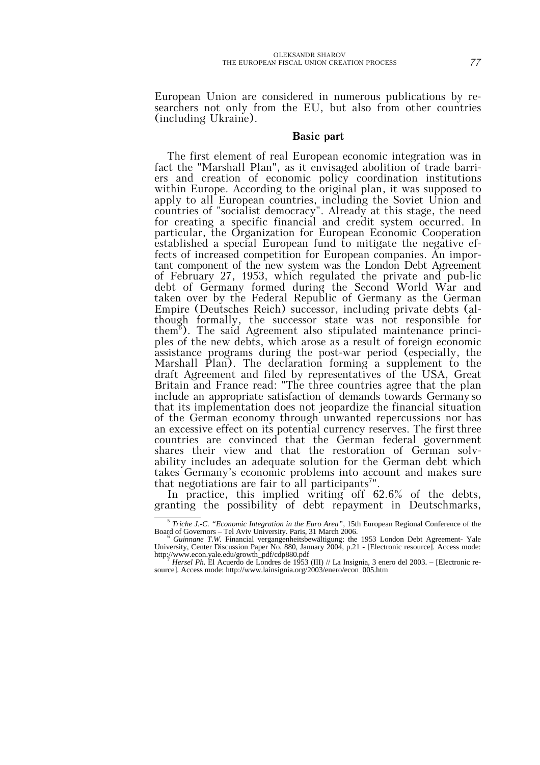European Union are considered in numerous publications by researchers not only from the EU, but also from other countries (including Ukraine).

## Basic part

The first element of real European economic integration was in fact the "Marshall Plan", as it envisaged abolition of trade barriers and creation of economic policy coordination institutions within Europe. According to the original plan, it was supposed to apply to all European countries, including the Soviet Union and countries of "socialist democracy". Already at this stage, the need for creating a specific financial and credit system occurred. In particular, the Organization for European Economic Cooperation established a special European fund to mitigate the negative effects of increased competition for European companies. An important component of the new system was the London Debt Agreement of February 27, 1953, which regulated the private and pub-lic debt of Germany formed during the Second World War and taken over by the Federal Republic of Germany as the German Empire (Deutsches Reich) successor, including private debts (although formally, the successor state was not responsible for them[6]). The said Agreement also stipulated maintenance principles of the new debts, which arose as a result of foreign economic assistance programs during the post-war period (especially, the Marshall Plan). The declaration forming a supplement to the draft Agreement and filed by representatives of the USA, Great Britain and France read: "The three countries agree that the plan include an appropriate satisfaction of demands towards Germany so that its implementation does not jeopardize the financial situation of the German economy through unwanted repercussions nor has an excessive effect on its potential currency reserves. The first three countries are convinced that the German federal government shares their view and that the restoration of German solvability includes an adequate solution for the German debt which takes Germany's economic problems into account and makes sure that negotiations are fair to all participants[7]".

In practice, this implied writing off 62.6% of the debts, granting the possibility of debt repayment in Deutschmarks,

---

[5] *Triche J.-C. "Economic Integration in the Euro Area"*, 15th European Regional Conference of the Board of Governors – Tel Aviv University. Paris, 31 March 2006.

[6] *Guinnane T.W.* Financial vergangenheitsbewältigung: the 1953 London Debt Agreement- Yale University, Center Discussion Paper No. 880, January 2004, p.21 - [Electronic resource]. Access mode: http://www.econ.yale.edu/growth_pdf/cdp880.pdf

[7] *Hersel Ph.* El Acuerdo de Londres de 1953 (III) // La Insignia, 3 enero del 2003. – [Electronic resource]. Access mode: http://www.lainsignia.org/2003/enero/econ_005.htm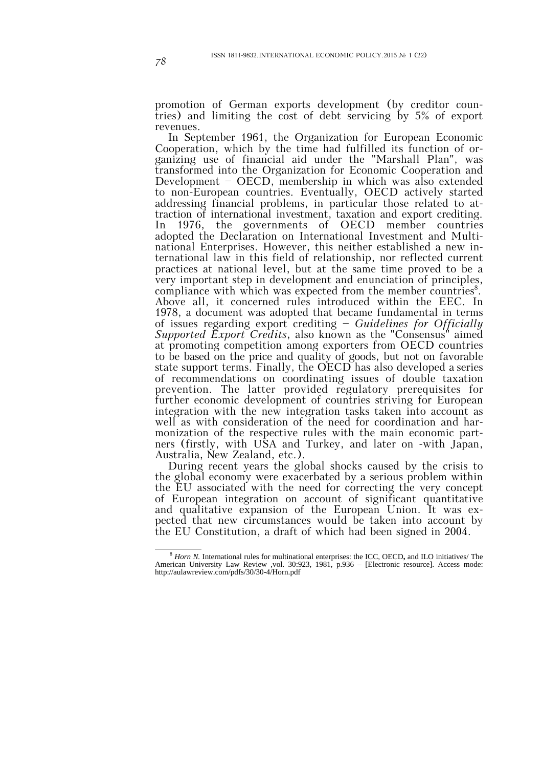promotion of German exports development (by creditor countries) and limiting the cost of debt servicing by 5% of export revenues.

In September 1961, the Organization for European Economic Cooperation, which by the time had fulfilled its function of organizing use of financial aid under the "Marshall Plan", was transformed into the Organization for Economic Cooperation and Development – OECD, membership in which was also extended to non-European countries. Eventually, OECD actively started addressing financial problems, in particular those related to attraction of international investment, taxation and export crediting. In 1976, the governments of OECD member countries adopted the Declaration on International Investment and Multinational Enterprises. However, this neither established a new international law in this field of relationship, nor reflected current practices at national level, but at the same time proved to be a very important step in development and enunciation of principles, compliance with which was expected from the member countries[8]. Above all, it concerned rules introduced within the EEC. In 1978, a document was adopted that became fundamental in terms of issues regarding export crediting – *Guidelines for Officially Supported Export Credits*, also known as the "Consensus" aimed at promoting competition among exporters from OECD countries to be based on the price and quality of goods, but not on favorable state support terms. Finally, the OECD has also developed a series of recommendations on coordinating issues of double taxation prevention. The latter provided regulatory prerequisites for further economic development of countries striving for European integration with the new integration tasks taken into account as well as with consideration of the need for coordination and harmonization of the respective rules with the main economic partners (firstly, with USA and Turkey, and later on -with Japan, Australia, New Zealand, etc.).

During recent years the global shocks caused by the crisis to the global economy were exacerbated by a serious problem within the EU associated with the need for correcting the very concept of European integration on account of significant quantitative and qualitative expansion of the European Union. It was expected that new circumstances would be taken into account by the EU Constitution, a draft of which had been signed in 2004.

---

[8] *Horn N.* International rules for multinational enterprises: the ICC, OECD, and ILO initiatives/ The American University Law Review ,vol. 30:923, 1981, p.936 – [Electronic resource]. Access mode: http://aulawreview.com/pdfs/30/30-4/Horn.pdf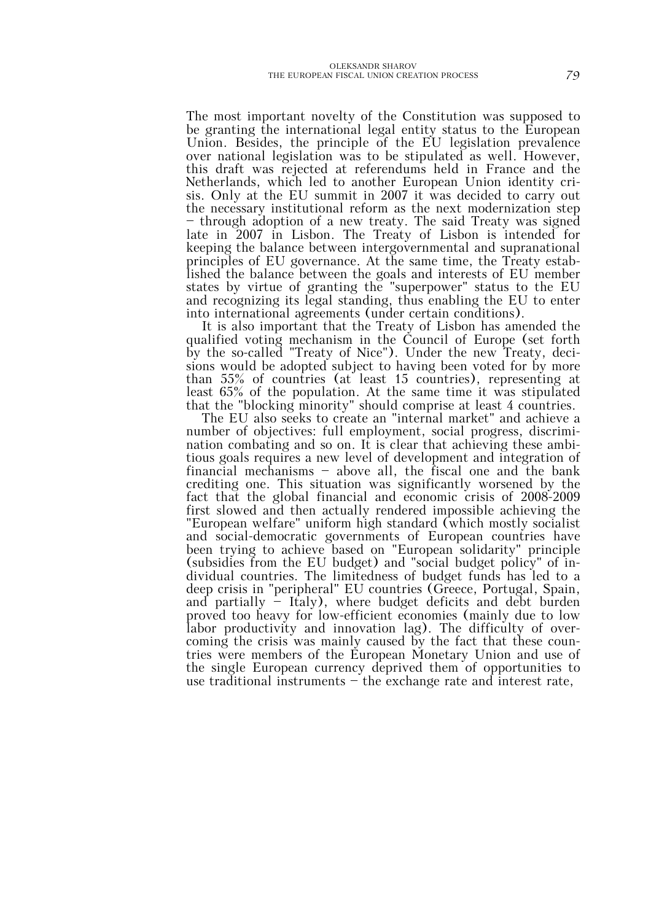The most important novelty of the Constitution was supposed to be granting the international legal entity status to the European Union. Besides, the principle of the EU legislation prevalence over national legislation was to be stipulated as well. However, this draft was rejected at referendums held in France and the Netherlands, which led to another European Union identity crisis. Only at the EU summit in 2007 it was decided to carry out the necessary institutional reform as the next modernization step – through adoption of a new treaty. The said Treaty was signed late in 2007 in Lisbon. The Treaty of Lisbon is intended for keeping the balance between intergovernmental and supranational principles of EU governance. At the same time, the Treaty established the balance between the goals and interests of EU member states by virtue of granting the "superpower" status to the EU and recognizing its legal standing, thus enabling the EU to enter into international agreements (under certain conditions).

It is also important that the Treaty of Lisbon has amended the qualified voting mechanism in the Council of Europe (set forth by the so-called "Treaty of Nice"). Under the new Treaty, decisions would be adopted subject to having been voted for by more than 55% of countries (at least 15 countries), representing at least 65% of the population. At the same time it was stipulated that the "blocking minority" should comprise at least 4 countries.

The EU also seeks to create an "internal market" and achieve a number of objectives: full employment, social progress, discrimination combating and so on. It is clear that achieving these ambitious goals requires a new level of development and integration of financial mechanisms – above all, the fiscal one and the bank crediting one. This situation was significantly worsened by the fact that the global financial and economic crisis of 2008-2009 first slowed and then actually rendered impossible achieving the "European welfare" uniform high standard (which mostly socialist and social-democratic governments of European countries have been trying to achieve based on "European solidarity" principle (subsidies from the EU budget) and "social budget policy" of individual countries. The limitedness of budget funds has led to a deep crisis in "peripheral" EU countries (Greece, Portugal, Spain, and partially – Italy), where budget deficits and debt burden proved too heavy for low-efficient economies (mainly due to low labor productivity and innovation lag). The difficulty of overcoming the crisis was mainly caused by the fact that these countries were members of the European Monetary Union and use of the single European currency deprived them of opportunities to use traditional instruments – the exchange rate and interest rate,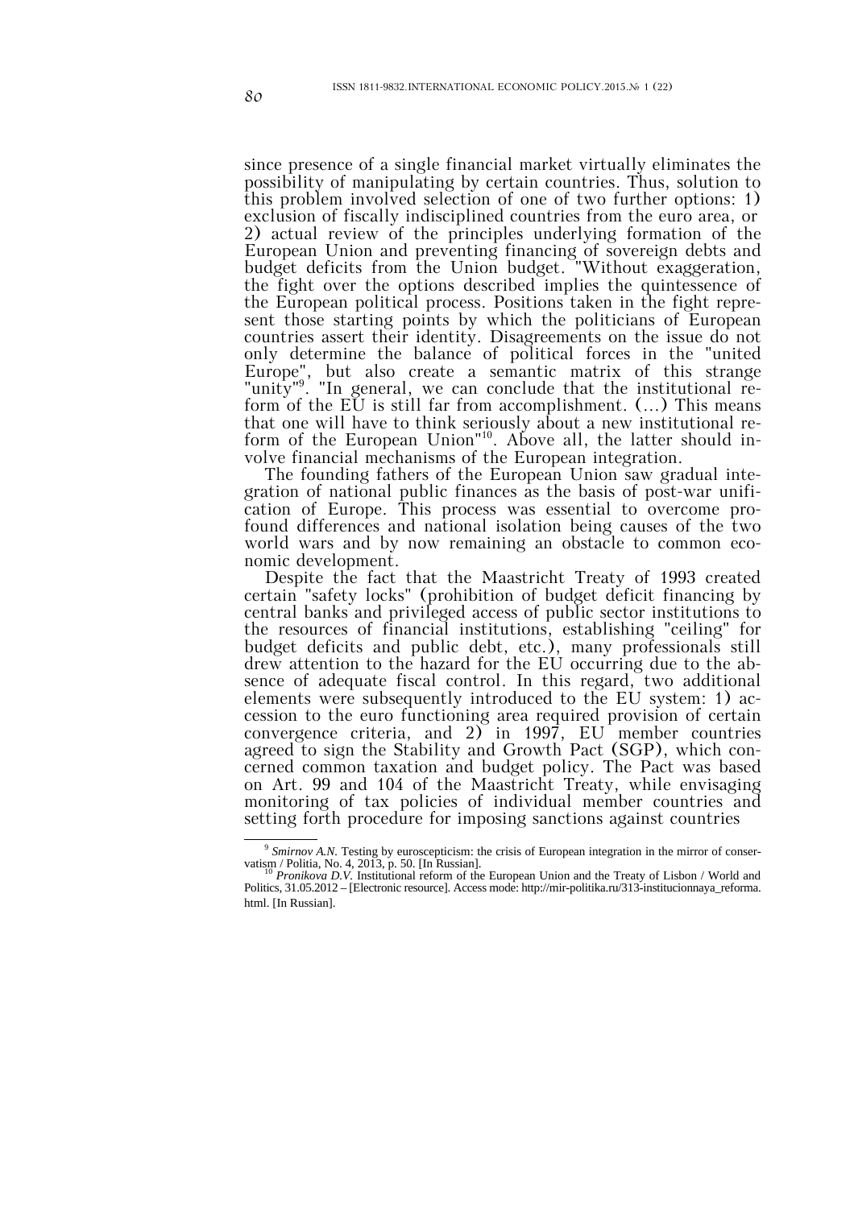since presence of a single financial market virtually eliminates the possibility of manipulating by certain countries. Thus, solution to this problem involved selection of one of two further options: 1) exclusion of fiscally indisciplined countries from the euro area, or 2) actual review of the principles underlying formation of the European Union and preventing financing of sovereign debts and budget deficits from the Union budget. "Without exaggeration, the fight over the options described implies the quintessence of the European political process. Positions taken in the fight represent those starting points by which the politicians of European countries assert their identity. Disagreements on the issue do not only determine the balance of political forces in the "united Europe", but also create a semantic matrix of this strange "unity"[9]. "In general, we can conclude that the institutional reform of the EU is still far from accomplishment. (...) This means that one will have to think seriously about a new institutional reform of the European Union"[10]. Above all, the latter should involve financial mechanisms of the European integration.

The founding fathers of the European Union saw gradual integration of national public finances as the basis of post-war unification of Europe. This process was essential to overcome profound differences and national isolation being causes of the two world wars and by now remaining an obstacle to common economic development.

Despite the fact that the Maastricht Treaty of 1993 created certain "safety locks" (prohibition of budget deficit financing by central banks and privileged access of public sector institutions to the resources of financial institutions, establishing "ceiling" for budget deficits and public debt, etc.), many professionals still drew attention to the hazard for the EU occurring due to the absence of adequate fiscal control. In this regard, two additional elements were subsequently introduced to the EU system: 1) accession to the euro functioning area required provision of certain convergence criteria, and 2) in 1997, EU member countries agreed to sign the Stability and Growth Pact (SGP), which concerned common taxation and budget policy. The Pact was based on Art. 99 and 104 of the Maastricht Treaty, while envisaging monitoring of tax policies of individual member countries and setting forth procedure for imposing sanctions against countries

---

[9] *Smirnov A.N.* Testing by euroscepticism: the crisis of European integration in the mirror of conservatism / Politia, No. 4, 2013, p. 50. [In Russian].

[10] *Pronikova D.V.* Institutional reform of the European Union and the Treaty of Lisbon / World and Politics, 31.05.2012 – [Electronic resource]. Access mode: http://mir-politika.ru/313-institucionnaya_reforma.html. [In Russian].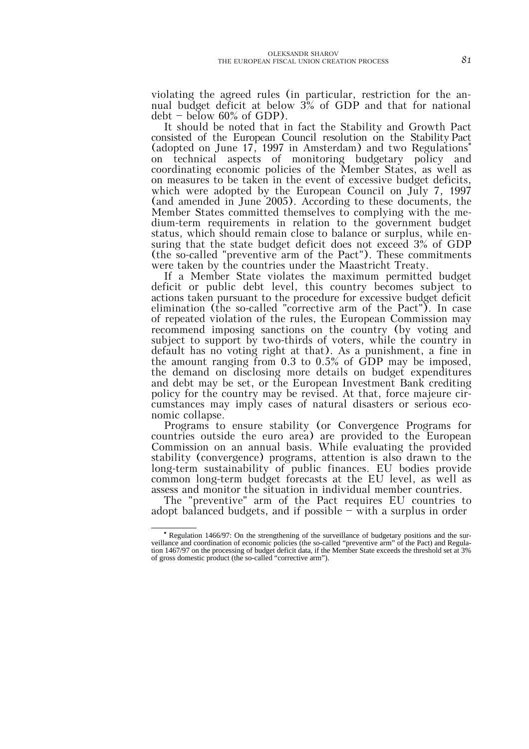violating the agreed rules (in particular, restriction for the annual budget deficit at below 3% of GDP and that for national debt – below 60% of GDP).

It should be noted that in fact the Stability and Growth Pact consisted of the European Council resolution on the Stability Pact (adopted on June 17, 1997 in Amsterdam) and two Regulations* on technical aspects of monitoring budgetary policy and coordinating economic policies of the Member States, as well as on measures to be taken in the event of excessive budget deficits, which were adopted by the European Council on July 7, 1997 (and amended in June 2005). According to these documents, the Member States committed themselves to complying with the medium-term requirements in relation to the government budget status, which should remain close to balance or surplus, while ensuring that the state budget deficit does not exceed 3% of GDP (the so-called "preventive arm of the Pact"). These commitments were taken by the countries under the Maastricht Treaty.

If a Member State violates the maximum permitted budget deficit or public debt level, this country becomes subject to actions taken pursuant to the procedure for excessive budget deficit elimination (the so-called "corrective arm of the Pact"). In case of repeated violation of the rules, the European Commission may recommend imposing sanctions on the country (by voting and subject to support by two-thirds of voters, while the country in default has no voting right at that). As a punishment, a fine in the amount ranging from 0.3 to 0.5% of GDP may be imposed, the demand on disclosing more details on budget expenditures and debt may be set, or the European Investment Bank crediting policy for the country may be revised. At that, force majeure circumstances may imply cases of natural disasters or serious economic collapse.

Programs to ensure stability (or Convergence Programs for countries outside the euro area) are provided to the European Commission on an annual basis. While evaluating the provided stability (convergence) programs, attention is also drawn to the long-term sustainability of public finances. EU bodies provide common long-term budget forecasts at the EU level, as well as assess and monitor the situation in individual member countries.

The "preventive" arm of the Pact requires EU countries to adopt balanced budgets, and if possible – with a surplus in order

---

* Regulation 1466/97: On the strengthening of the surveillance of budgetary positions and the surveillance and coordination of economic policies (the so-called "preventive arm" of the Pact) and Regulation 1467/97 on the processing of budget deficit data, if the Member State exceeds the threshold set at 3% of gross domestic product (the so-called "corrective arm").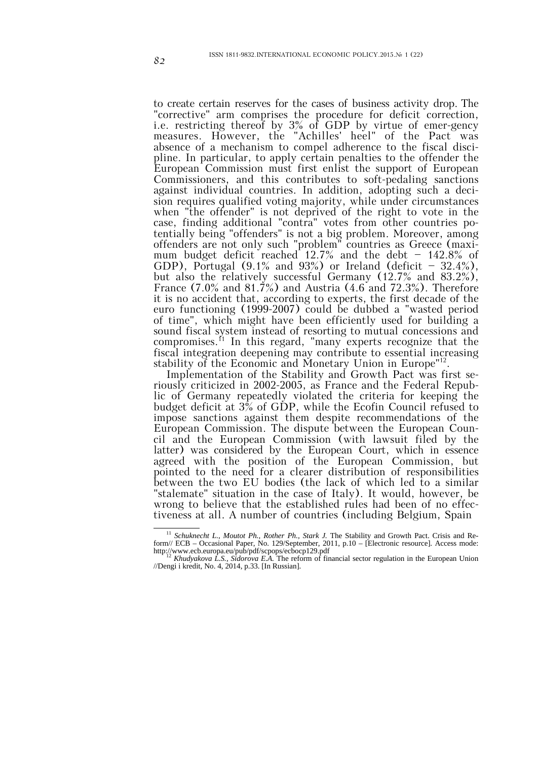to create certain reserves for the cases of business activity drop. The "corrective" arm comprises the procedure for deficit correction, i.e. restricting thereof by 3% of GDP by virtue of emer-gency measures. However, the "Achilles' heel" of the Pact was absence of a mechanism to compel adherence to the fiscal discipline. In particular, to apply certain penalties to the offender the European Commission must first enlist the support of European Commissioners, and this contributes to soft-pedaling sanctions against individual countries. In addition, adopting such a decision requires qualified voting majority, while under circumstances when "the offender" is not deprived of the right to vote in the case, finding additional "contra" votes from other countries potentially being "offenders" is not a big problem. Moreover, among offenders are not only such "problem" countries as Greece (maximum budget deficit reached 12.7% and the debt – 142.8% of GDP), Portugal (9.1% and 93%) or Ireland (deficit – 32.4%), but also the relatively successful Germany (12.7% and 83.2%), France (7.0% and 81.7%) and Austria (4.6 and 72.3%). Therefore it is no accident that, according to experts, the first decade of the euro functioning (1999-2007) could be dubbed a "wasted period of time", which might have been efficiently used for building a sound fiscal system instead of resorting to mutual concessions and compromises.[11] In this regard, "many experts recognize that the fiscal integration deepening may contribute to essential increasing stability of the Economic and Monetary Union in Europe"[12].

Implementation of the Stability and Growth Pact was first seriously criticized in 2002-2005, as France and the Federal Republic of Germany repeatedly violated the criteria for keeping the budget deficit at 3% of GDP, while the Ecofin Council refused to impose sanctions against them despite recommendations of the European Commission. The dispute between the European Council and the European Commission (with lawsuit filed by the latter) was considered by the European Court, which in essence agreed with the position of the European Commission, but pointed to the need for a clearer distribution of responsibilities between the two EU bodies (the lack of which led to a similar "stalemate" situation in the case of Italy). It would, however, be wrong to believe that the established rules had been of no effectiveness at all. A number of countries (including Belgium, Spain

[11] *Schuknecht L., Moutot Ph., Rother Ph., Stark J.* The Stability and Growth Pact. Crisis and Reform// ECB – Occasional Paper, No. 129/September, 2011, p.10 – [Electronic resource]. Access mode: http://www.ecb.europa.eu/pub/pdf/scpops/ecbocp129.pdf

[12] *Khudyakova L.S., Sidorova E.A.* The reform of financial sector regulation in the European Union //Dengi i kredit, No. 4, 2014, p.33. [In Russian].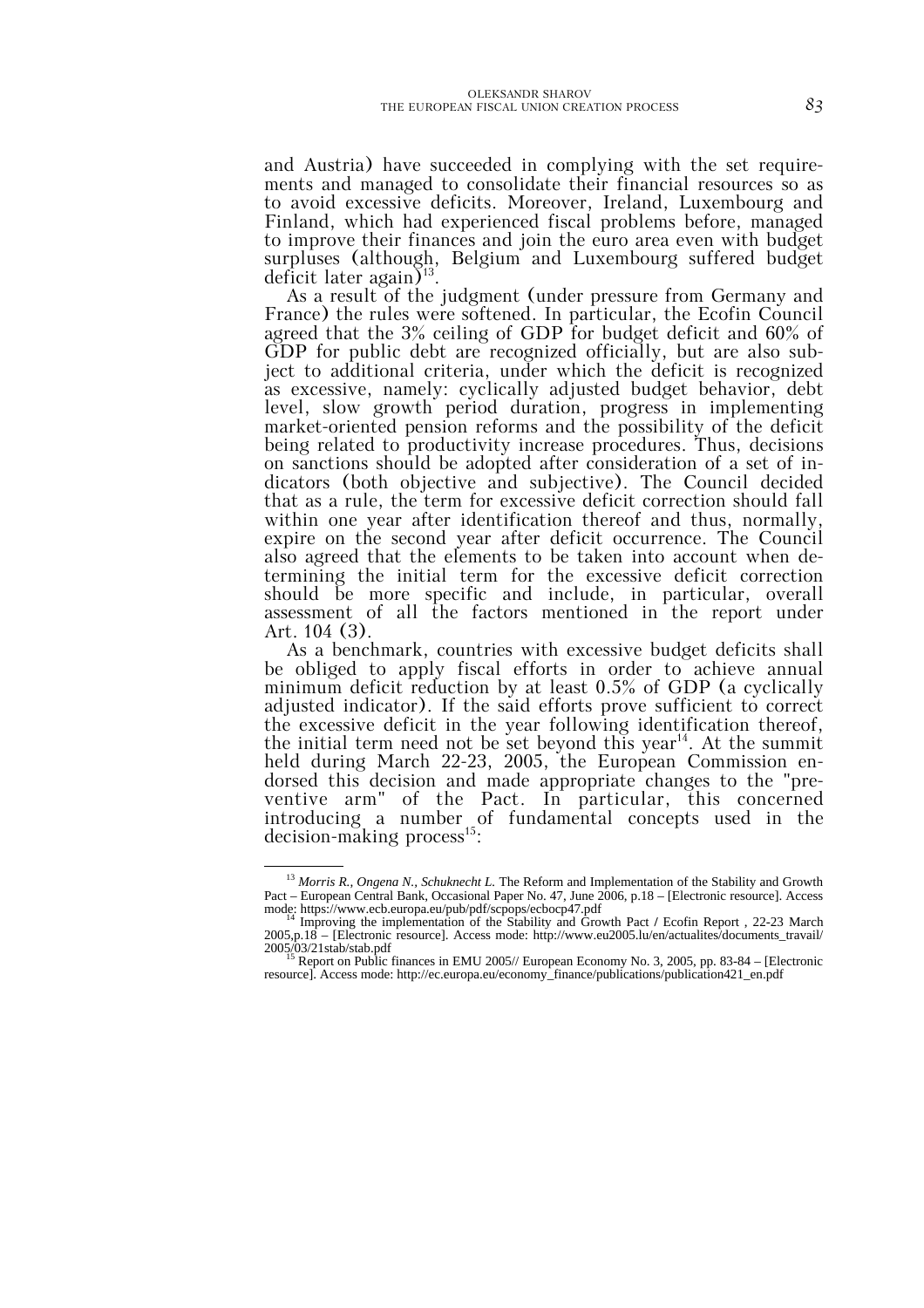and Austria) have succeeded in complying with the set requirements and managed to consolidate their financial resources so as to avoid excessive deficits. Moreover, Ireland, Luxembourg and Finland, which had experienced fiscal problems before, managed to improve their finances and join the euro area even with budget surpluses (although, Belgium and Luxembourg suffered budget deficit later again)[13].

As a result of the judgment (under pressure from Germany and France) the rules were softened. In particular, the Ecofin Council agreed that the 3% ceiling of GDP for budget deficit and 60% of GDP for public debt are recognized officially, but are also subject to additional criteria, under which the deficit is recognized as excessive, namely: cyclically adjusted budget behavior, debt level, slow growth period duration, progress in implementing market-oriented pension reforms and the possibility of the deficit being related to productivity increase procedures. Thus, decisions on sanctions should be adopted after consideration of a set of indicators (both objective and subjective). The Council decided that as a rule, the term for excessive deficit correction should fall within one year after identification thereof and thus, normally, expire on the second year after deficit occurrence. The Council also agreed that the elements to be taken into account when determining the initial term for the excessive deficit correction should be more specific and include, in particular, overall assessment of all the factors mentioned in the report under Art. 104 (3).

As a benchmark, countries with excessive budget deficits shall be obliged to apply fiscal efforts in order to achieve annual minimum deficit reduction by at least 0.5% of GDP (a cyclically adjusted indicator). If the said efforts prove sufficient to correct the excessive deficit in the year following identification thereof, the initial term need not be set beyond this year[14]. At the summit held during March 22-23, 2005, the European Commission endorsed this decision and made appropriate changes to the "preventive arm" of the Pact. In particular, this concerned introducing a number of fundamental concepts used in the decision-making process[15]:

---

[13] *Morris R., Ongena N., Schuknecht L.* The Reform and Implementation of the Stability and Growth Pact – European Central Bank, Occasional Paper No. 47, June 2006, p.18 – [Electronic resource]. Access mode: https://www.ecb.europa.eu/pub/pdf/scpops/ecbocp47.pdf

[14] Improving the implementation of the Stability and Growth Pact / Ecofin Report , 22-23 March 2005,p.18 – [Electronic resource]. Access mode: http://www.eu2005.lu/en/actualites/documents_travail/2005/03/21stab/stab.pdf

[15] Report on Public finances in EMU 2005// European Economy No. 3, 2005, pp. 83-84 – [Electronic resource]. Access mode: http://ec.europa.eu/economy_finance/publications/publication421_en.pdf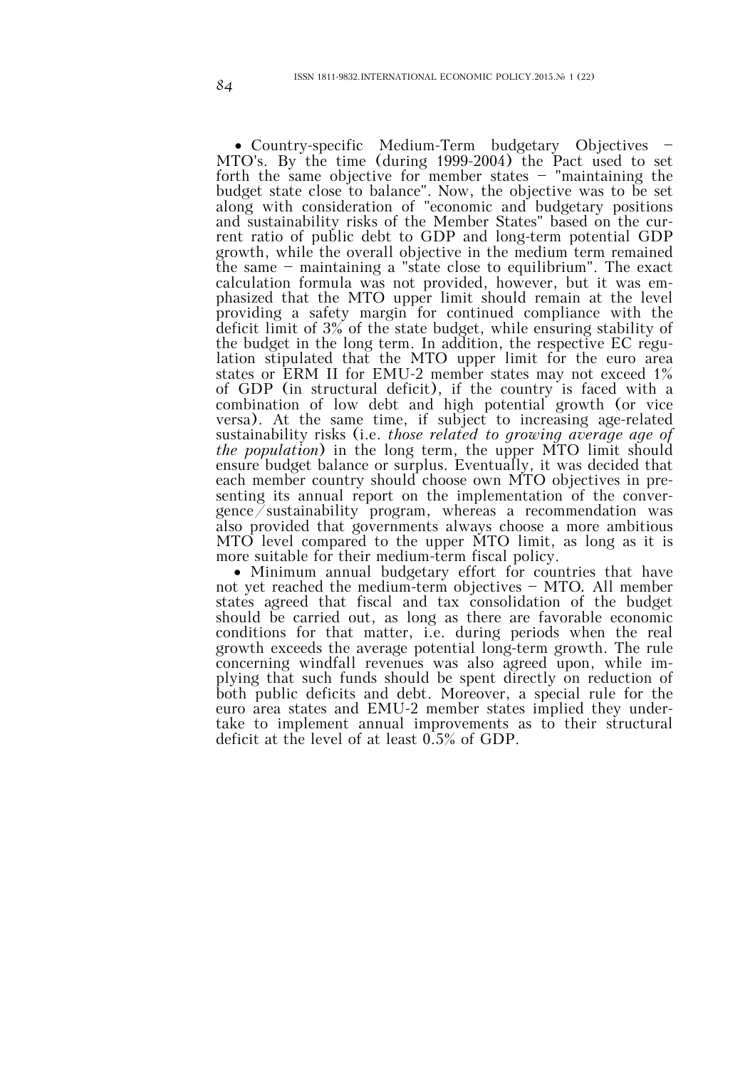- Country-specific Medium-Term budgetary Objectives – MTO's. By the time (during 1999-2004) the Pact used to set forth the same objective for member states – "maintaining the budget state close to balance". Now, the objective was to be set along with consideration of "economic and budgetary positions and sustainability risks of the Member States" based on the current ratio of public debt to GDP and long-term potential GDP growth, while the overall objective in the medium term remained the same – maintaining a "state close to equilibrium". The exact calculation formula was not provided, however, but it was emphasized that the MTO upper limit should remain at the level providing a safety margin for continued compliance with the deficit limit of 3% of the state budget, while ensuring stability of the budget in the long term. In addition, the respective EC regulation stipulated that the MTO upper limit for the euro area states or ERM II for EMU-2 member states may not exceed 1% of GDP (in structural deficit), if the country is faced with a combination of low debt and high potential growth (or vice versa). At the same time, if subject to increasing age-related sustainability risks (i.e. *those related to growing average age of the population*) in the long term, the upper MTO limit should ensure budget balance or surplus. Eventually, it was decided that each member country should choose own MTO objectives in presenting its annual report on the implementation of the convergence/sustainability program, whereas a recommendation was also provided that governments always choose a more ambitious MTO level compared to the upper MTO limit, as long as it is more suitable for their medium-term fiscal policy.
- Minimum annual budgetary effort for countries that have not yet reached the medium-term objectives – MTO. All member states agreed that fiscal and tax consolidation of the budget should be carried out, as long as there are favorable economic conditions for that matter, i.e. during periods when the real growth exceeds the average potential long-term growth. The rule concerning windfall revenues was also agreed upon, while implying that such funds should be spent directly on reduction of both public deficits and debt. Moreover, a special rule for the euro area states and EMU-2 member states implied they undertake to implement annual improvements as to their structural deficit at the level of at least 0.5% of GDP.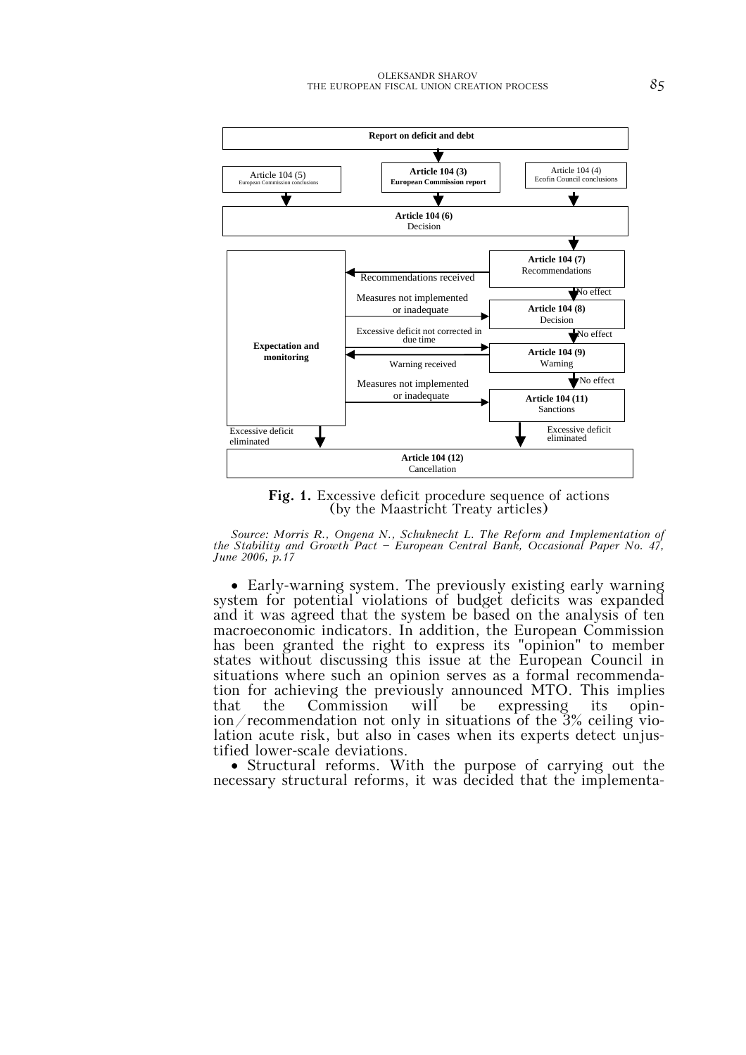Report on deficit and debt

Article 104 (5) European Commission conclusions

**Article 104 (3)** **European Commission report**

Article 104 (4) Ecofin Council conclusions

**Article 104 (6)** Decision

**Article 104 (7)** Recommendations

Recommendations received

No effect

Measures not implemented or inadequate

**Article 104 (8)** Decision

No effect

Excessive deficit not corrected in due time

**Expectation and monitoring**

**Article 104 (9)** Warning

Warning received

No effect

Measures not implemented or inadequate

**Article 104 (11)** Sanctions

Excessive deficit eliminated

Excessive deficit eliminated

**Article 104 (12)** Cancellation

**Fig. 1.** Excessive deficit procedure sequence of actions (by the Maastricht Treaty articles)

*Source: Morris R., Ongena N., Schuknecht L. The Reform and Implementation of the Stability and Growth Pact – European Central Bank, Occasional Paper No. 47, June 2006, p.17*

- Early-warning system. The previously existing early warning system for potential violations of budget deficits was expanded and it was agreed that the system be based on the analysis of ten macroeconomic indicators. In addition, the European Commission has been granted the right to express its "opinion" to member states without discussing this issue at the European Council in situations where such an opinion serves as a formal recommendation for achieving the previously announced MTO. This implies that the Commission will be expressing its opinion/recommendation not only in situations of the 3% ceiling violation acute risk, but also in cases when its experts detect unjustified lower-scale deviations.
- Structural reforms. With the purpose of carrying out the necessary structural reforms, it was decided that the implementa-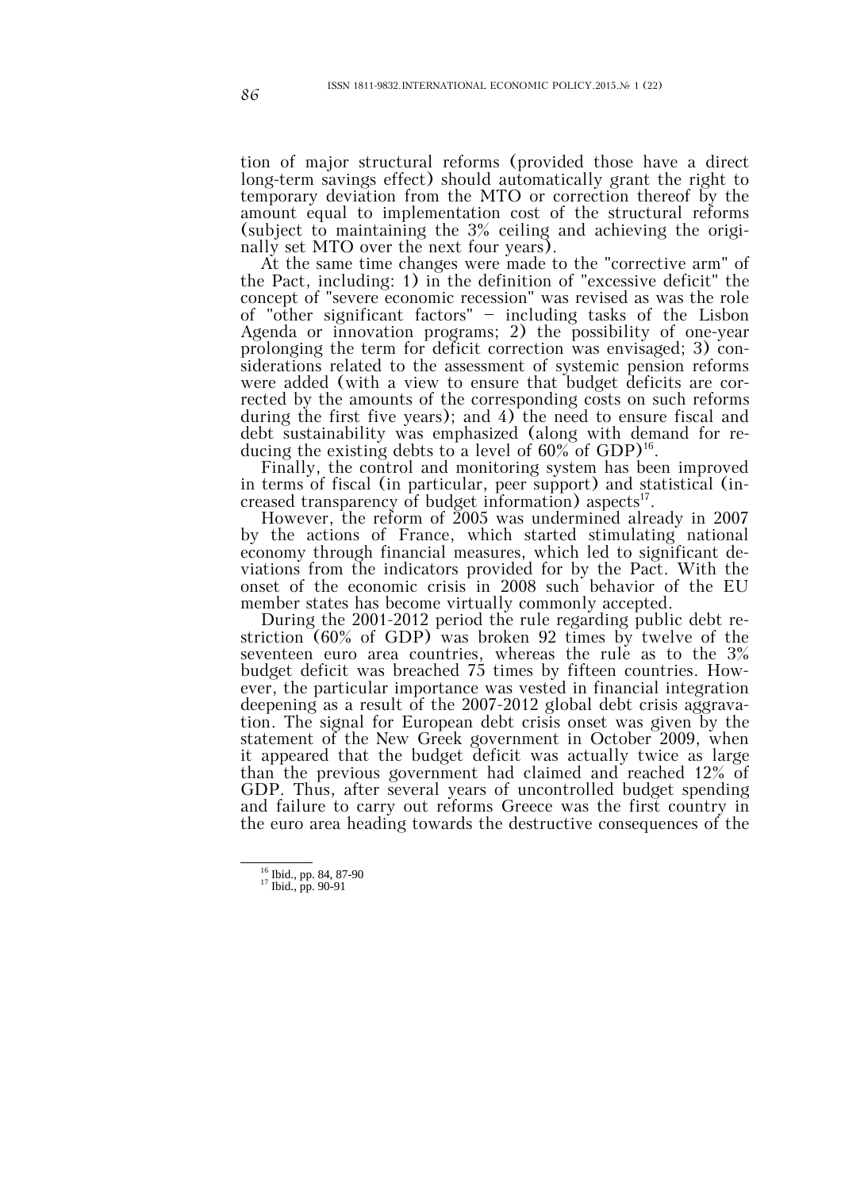tion of major structural reforms (provided those have a direct long-term savings effect) should automatically grant the right to temporary deviation from the MTO or correction thereof by the amount equal to implementation cost of the structural reforms (subject to maintaining the 3% ceiling and achieving the originally set MTO over the next four years).

At the same time changes were made to the "corrective arm" of the Pact, including: 1) in the definition of "excessive deficit" the concept of "severe economic recession" was revised as was the role of "other significant factors" – including tasks of the Lisbon Agenda or innovation programs; 2) the possibility of one-year prolonging the term for deficit correction was envisaged; 3) considerations related to the assessment of systemic pension reforms were added (with a view to ensure that budget deficits are corrected by the amounts of the corresponding costs on such reforms during the first five years); and 4) the need to ensure fiscal and debt sustainability was emphasized (along with demand for reducing the existing debts to a level of 60% of GDP)[16].

Finally, the control and monitoring system has been improved in terms of fiscal (in particular, peer support) and statistical (increased transparency of budget information) aspects[17].

However, the reform of 2005 was undermined already in 2007 by the actions of France, which started stimulating national economy through financial measures, which led to significant deviations from the indicators provided for by the Pact. With the onset of the economic crisis in 2008 such behavior of the EU member states has become virtually commonly accepted.

During the 2001-2012 period the rule regarding public debt restriction (60% of GDP) was broken 92 times by twelve of the seventeen euro area countries, whereas the rule as to the 3% budget deficit was breached 75 times by fifteen countries. However, the particular importance was vested in financial integration deepening as a result of the 2007-2012 global debt crisis aggravation. The signal for European debt crisis onset was given by the statement of the New Greek government in October 2009, when it appeared that the budget deficit was actually twice as large than the previous government had claimed and reached 12% of GDP. Thus, after several years of uncontrolled budget spending and failure to carry out reforms Greece was the first country in the euro area heading towards the destructive consequences of the

---

[16] Ibid., pp. 84, 87-90

[17] Ibid., pp. 90-91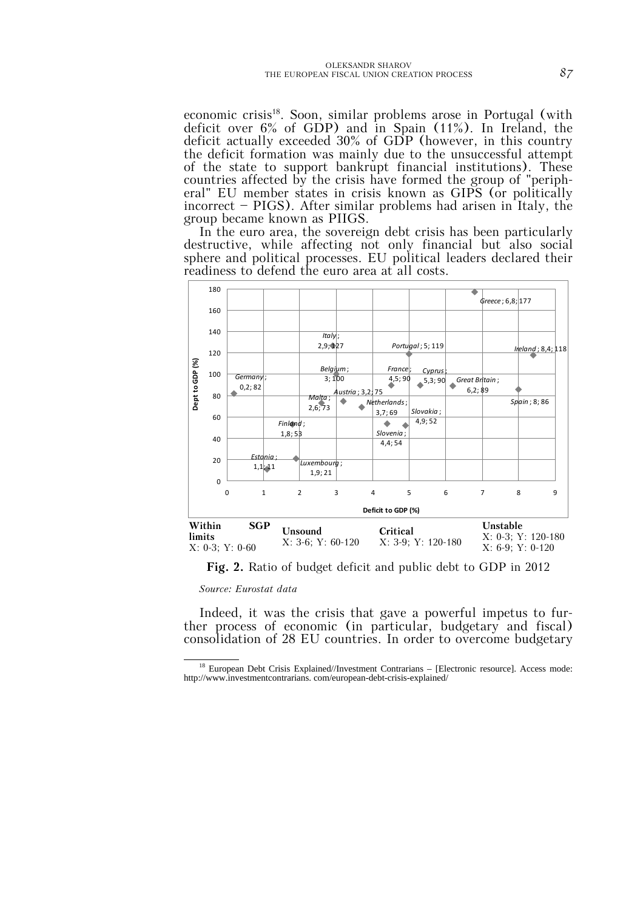economic crisis[18]. Soon, similar problems arose in Portugal (with deficit over 6% of GDP) and in Spain (11%). In Ireland, the deficit actually exceeded 30% of GDP (however, in this country the deficit formation was mainly due to the unsuccessful attempt of the state to support bankrupt financial institutions). These countries affected by the crisis have formed the group of "peripheral" EU member states in crisis known as GIPS (or politically incorrect – PIGS). After similar problems had arisen in Italy, the group became known as PIIGS.

In the euro area, the sovereign debt crisis has been particularly destructive, while affecting not only financial but also social sphere and political processes. EU political leaders declared their readiness to defend the euro area at all costs.

| Within SGP limits | Unsound | Critical | Unstable |
|---|---|---|---|
| X: 0-3; Y: 0-60 | X: 3-6; Y: 60-120 | X: 3-9; Y: 120-180 | X: 0-3; Y: 120-180<br>X: 6-9; Y: 0-120 |

**Fig. 2.** Ratio of budget deficit and public debt to GDP in 2012

*Source: Eurostat data*

Indeed, it was the crisis that gave a powerful impetus to further process of economic (in particular, budgetary and fiscal) consolidation of 28 EU countries. In order to overcome budgetary

[18] European Debt Crisis Explained//Investment Contrarians – [Electronic resource]. Access mode: http://www.investmentcontrarians. com/european-debt-crisis-explained/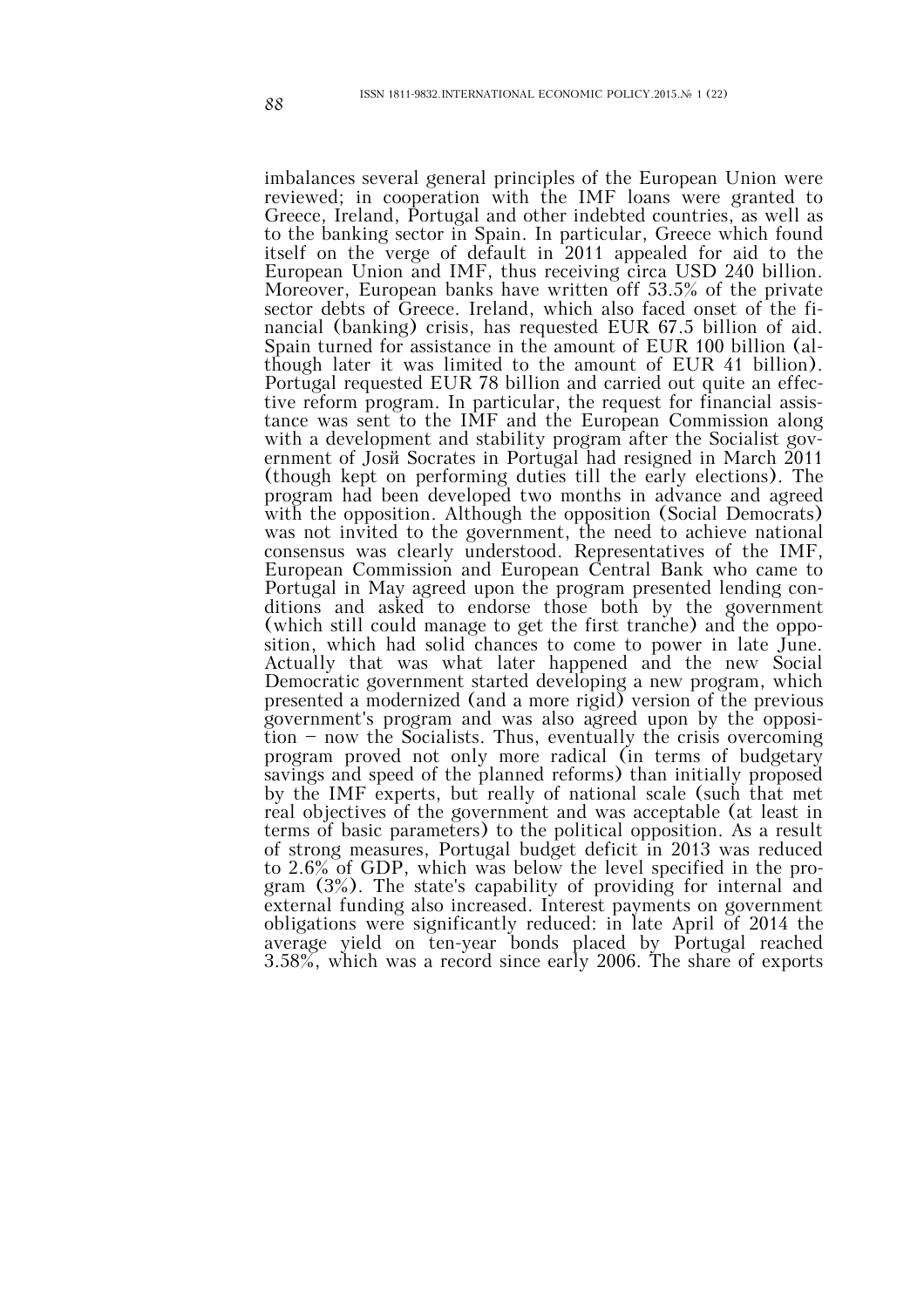imbalances several general principles of the European Union were reviewed; in cooperation with the IMF loans were granted to Greece, Ireland, Portugal and other indebted countries, as well as to the banking sector in Spain. In particular, Greece which found itself on the verge of default in 2011 appealed for aid to the European Union and IMF, thus receiving circa USD 240 billion. Moreover, European banks have written off 53.5% of the private sector debts of Greece. Ireland, which also faced onset of the financial (banking) crisis, has requested EUR 67.5 billion of aid. Spain turned for assistance in the amount of EUR 100 billion (although later it was limited to the amount of EUR 41 billion). Portugal requested EUR 78 billion and carried out quite an effective reform program. In particular, the request for financial assistance was sent to the IMF and the European Commission along with a development and stability program after the Socialist government of Josй Socrates in Portugal had resigned in March 2011 (though kept on performing duties till the early elections). The program had been developed two months in advance and agreed with the opposition. Although the opposition (Social Democrats) was not invited to the government, the need to achieve national consensus was clearly understood. Representatives of the IMF, European Commission and European Central Bank who came to Portugal in May agreed upon the program presented lending conditions and asked to endorse those both by the government (which still could manage to get the first tranche) and the opposition, which had solid chances to come to power in late June. Actually that was what later happened and the new Social Democratic government started developing a new program, which presented a modernized (and a more rigid) version of the previous government's program and was also agreed upon by the opposition – now the Socialists. Thus, eventually the crisis overcoming program proved not only more radical (in terms of budgetary savings and speed of the planned reforms) than initially proposed by the IMF experts, but really of national scale (such that met real objectives of the government and was acceptable (at least in terms of basic parameters) to the political opposition. As a result of strong measures, Portugal budget deficit in 2013 was reduced to 2.6% of GDP, which was below the level specified in the program (3%). The state's capability of providing for internal and external funding also increased. Interest payments on government obligations were significantly reduced: in late April of 2014 the average yield on ten-year bonds placed by Portugal reached 3.58%, which was a record since early 2006. The share of exports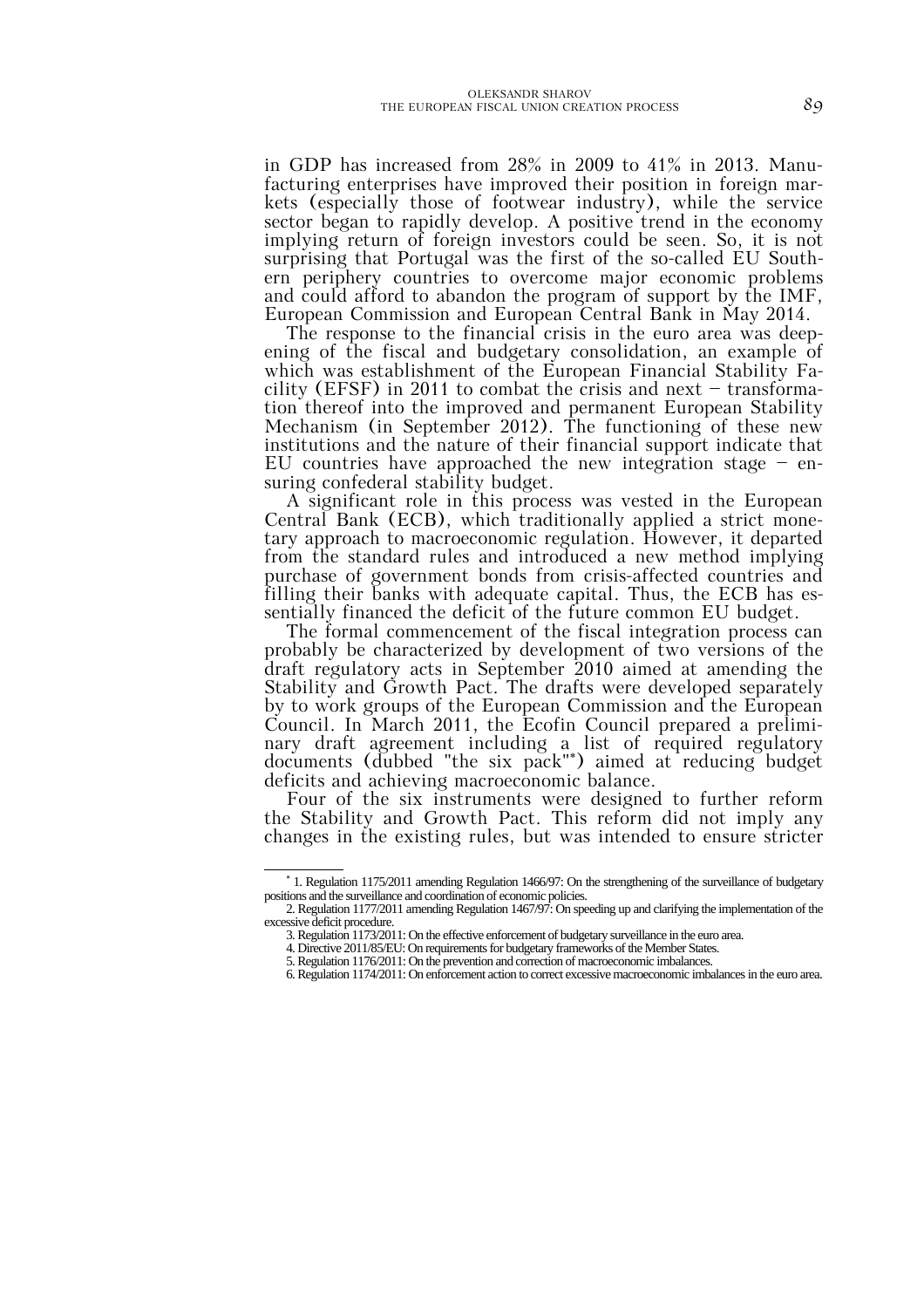in GDP has increased from 28% in 2009 to 41% in 2013. Manufacturing enterprises have improved their position in foreign markets (especially those of footwear industry), while the service sector began to rapidly develop. A positive trend in the economy implying return of foreign investors could be seen. So, it is not surprising that Portugal was the first of the so-called EU Southern periphery countries to overcome major economic problems and could afford to abandon the program of support by the IMF, European Commission and European Central Bank in May 2014.

The response to the financial crisis in the euro area was deepening of the fiscal and budgetary consolidation, an example of which was establishment of the European Financial Stability Facility (EFSF) in 2011 to combat the crisis and next – transformation thereof into the improved and permanent European Stability Mechanism (in September 2012). The functioning of these new institutions and the nature of their financial support indicate that EU countries have approached the new integration stage – ensuring confederal stability budget.

A significant role in this process was vested in the European Central Bank (ECB), which traditionally applied a strict monetary approach to macroeconomic regulation. However, it departed from the standard rules and introduced a new method implying purchase of government bonds from crisis-affected countries and filling their banks with adequate capital. Thus, the ECB has essentially financed the deficit of the future common EU budget.

The formal commencement of the fiscal integration process can probably be characterized by development of two versions of the draft regulatory acts in September 2010 aimed at amending the Stability and Growth Pact. The drafts were developed separately by to work groups of the European Commission and the European Council. In March 2011, the Ecofin Council prepared a preliminary draft agreement including a list of required regulatory documents (dubbed "the six pack"*) aimed at reducing budget deficits and achieving macroeconomic balance.

Four of the six instruments were designed to further reform the Stability and Growth Pact. This reform did not imply any changes in the existing rules, but was intended to ensure stricter

---

* 1. Regulation 1175/2011 amending Regulation 1466/97: On the strengthening of the surveillance of budgetary positions and the surveillance and coordination of economic policies.
2. Regulation 1177/2011 amending Regulation 1467/97: On speeding up and clarifying the implementation of the excessive deficit procedure.
3. Regulation 1173/2011: On the effective enforcement of budgetary surveillance in the euro area.
4. Directive 2011/85/EU: On requirements for budgetary frameworks of the Member States.
5. Regulation 1176/2011: On the prevention and correction of macroeconomic imbalances.
6. Regulation 1174/2011: On enforcement action to correct excessive macroeconomic imbalances in the euro area.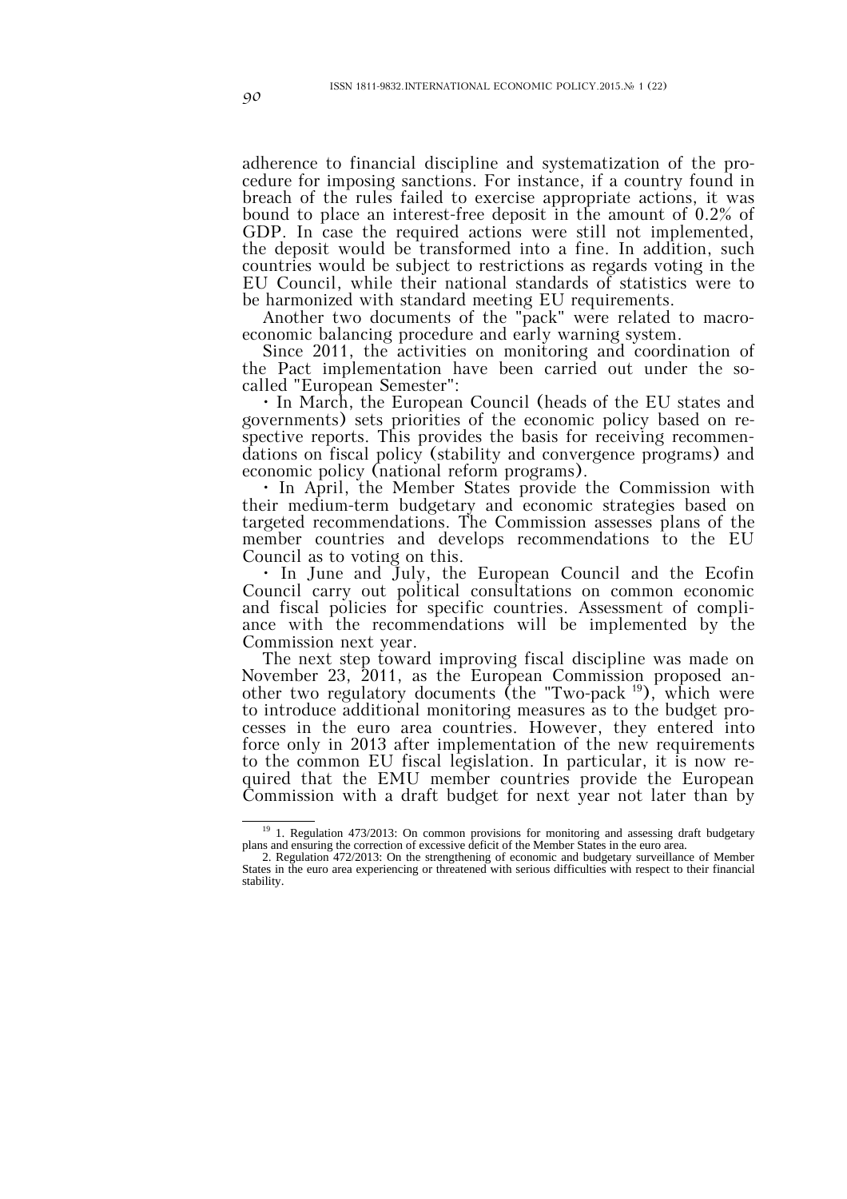adherence to financial discipline and systematization of the procedure for imposing sanctions. For instance, if a country found in breach of the rules failed to exercise appropriate actions, it was bound to place an interest-free deposit in the amount of 0.2% of GDP. In case the required actions were still not implemented, the deposit would be transformed into a fine. In addition, such countries would be subject to restrictions as regards voting in the EU Council, while their national standards of statistics were to be harmonized with standard meeting EU requirements.

Another two documents of the "pack" were related to macroeconomic balancing procedure and early warning system.

Since 2011, the activities on monitoring and coordination of the Pact implementation have been carried out under the so-called "European Semester":

- In March, the European Council (heads of the EU states and governments) sets priorities of the economic policy based on respective reports. This provides the basis for receiving recommendations on fiscal policy (stability and convergence programs) and economic policy (national reform programs).
- In April, the Member States provide the Commission with their medium-term budgetary and economic strategies based on targeted recommendations. The Commission assesses plans of the member countries and develops recommendations to the EU Council as to voting on this.
- In June and July, the European Council and the Ecofin Council carry out political consultations on common economic and fiscal policies for specific countries. Assessment of compliance with the recommendations will be implemented by the Commission next year.

The next step toward improving fiscal discipline was made on November 23, 2011, as the European Commission proposed another two regulatory documents (the "Two-pack [19]), which were to introduce additional monitoring measures as to the budget processes in the euro area countries. However, they entered into force only in 2013 after implementation of the new requirements to the common EU fiscal legislation. In particular, it is now required that the EMU member countries provide the European Commission with a draft budget for next year not later than by

---

[19] 1. Regulation 473/2013: On common provisions for monitoring and assessing draft budgetary plans and ensuring the correction of excessive deficit of the Member States in the euro area.

2. Regulation 472/2013: On the strengthening of economic and budgetary surveillance of Member States in the euro area experiencing or threatened with serious difficulties with respect to their financial stability.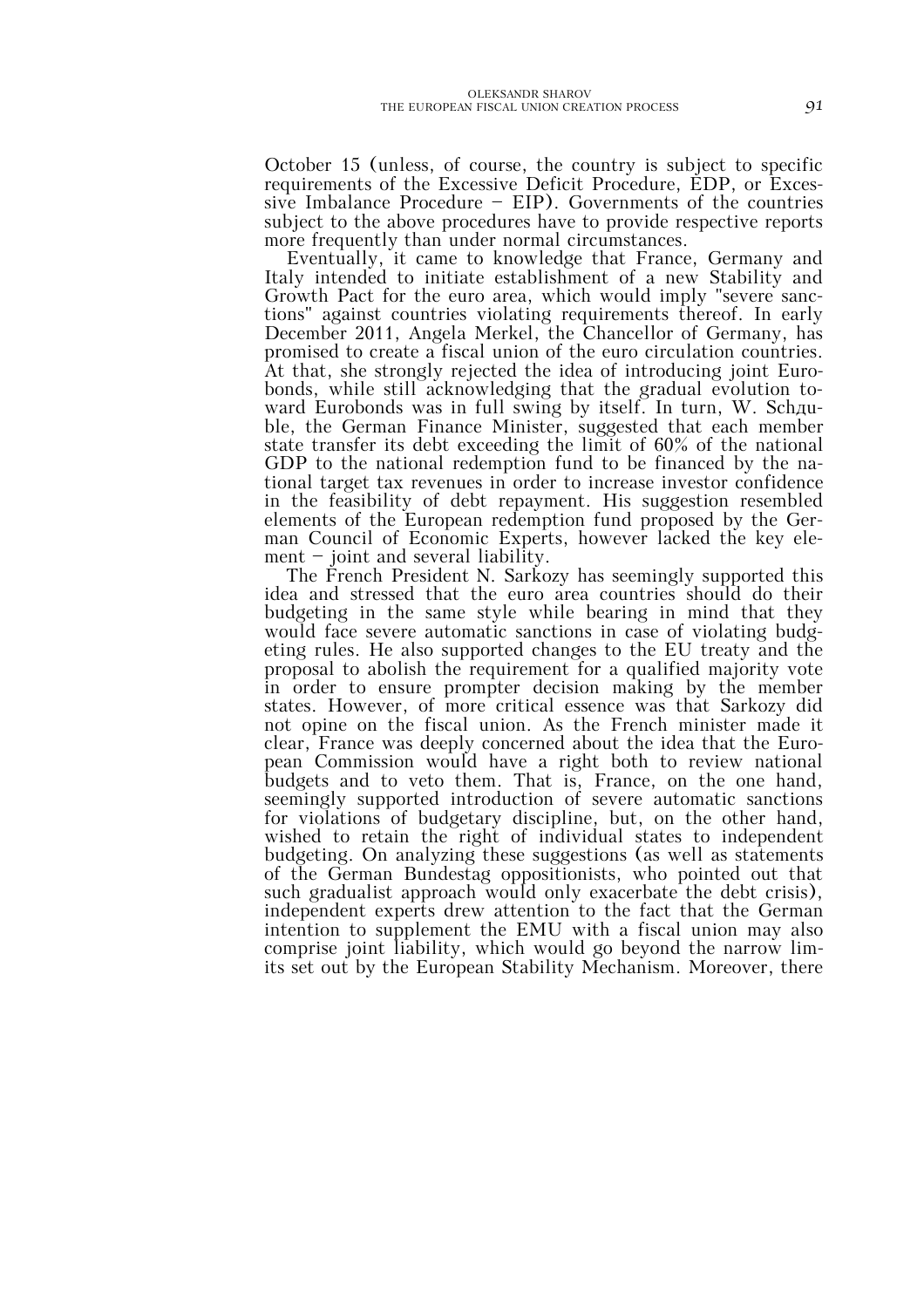October 15 (unless, of course, the country is subject to specific requirements of the Excessive Deficit Procedure, EDP, or Excessive Imbalance Procedure – EIP). Governments of the countries subject to the above procedures have to provide respective reports more frequently than under normal circumstances.

Eventually, it came to knowledge that France, Germany and Italy intended to initiate establishment of a new Stability and Growth Pact for the euro area, which would imply "severe sanctions" against countries violating requirements thereof. In early December 2011, Angela Merkel, the Chancellor of Germany, has promised to create a fiscal union of the euro circulation countries. At that, she strongly rejected the idea of introducing joint Eurobonds, while still acknowledging that the gradual evolution toward Eurobonds was in full swing by itself. In turn, W. Schдuble, the German Finance Minister, suggested that each member state transfer its debt exceeding the limit of 60% of the national GDP to the national redemption fund to be financed by the national target tax revenues in order to increase investor confidence in the feasibility of debt repayment. His suggestion resembled elements of the European redemption fund proposed by the German Council of Economic Experts, however lacked the key element – joint and several liability.

The French President N. Sarkozy has seemingly supported this idea and stressed that the euro area countries should do their budgeting in the same style while bearing in mind that they would face severe automatic sanctions in case of violating budgeting rules. He also supported changes to the EU treaty and the proposal to abolish the requirement for a qualified majority vote in order to ensure prompter decision making by the member states. However, of more critical essence was that Sarkozy did not opine on the fiscal union. As the French minister made it clear, France was deeply concerned about the idea that the European Commission would have a right both to review national budgets and to veto them. That is, France, on the one hand, seemingly supported introduction of severe automatic sanctions for violations of budgetary discipline, but, on the other hand, wished to retain the right of individual states to independent budgeting. On analyzing these suggestions (as well as statements of the German Bundestag oppositionists, who pointed out that such gradualist approach would only exacerbate the debt crisis), independent experts drew attention to the fact that the German intention to supplement the EMU with a fiscal union may also comprise joint liability, which would go beyond the narrow limits set out by the European Stability Mechanism. Moreover, there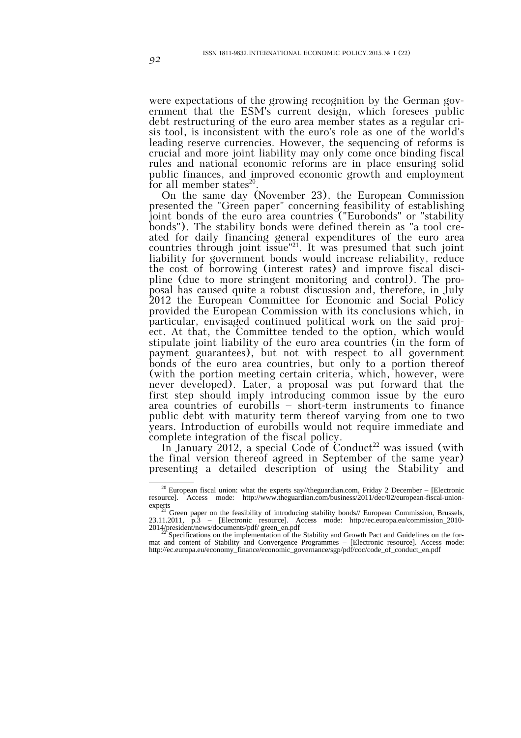were expectations of the growing recognition by the German government that the ESM's current design, which foresees public debt restructuring of the euro area member states as a regular crisis tool, is inconsistent with the euro's role as one of the world's leading reserve currencies. However, the sequencing of reforms is crucial and more joint liability may only come once binding fiscal rules and national economic reforms are in place ensuring solid public finances, and improved economic growth and employment for all member states[20].

On the same day (November 23), the European Commission presented the "Green paper" concerning feasibility of establishing joint bonds of the euro area countries ("Eurobonds" or "stability bonds"). The stability bonds were defined therein as "a tool created for daily financing general expenditures of the euro area countries through joint issue"[21]. It was presumed that such joint liability for government bonds would increase reliability, reduce the cost of borrowing (interest rates) and improve fiscal discipline (due to more stringent monitoring and control). The proposal has caused quite a robust discussion and, therefore, in July 2012 the European Committee for Economic and Social Policy provided the European Commission with its conclusions which, in particular, envisaged continued political work on the said project. At that, the Committee tended to the option, which would stipulate joint liability of the euro area countries (in the form of payment guarantees), but not with respect to all government bonds of the euro area countries, but only to a portion thereof (with the portion meeting certain criteria, which, however, were never developed). Later, a proposal was put forward that the first step should imply introducing common issue by the euro area countries of eurobills – short-term instruments to finance public debt with maturity term thereof varying from one to two years. Introduction of eurobills would not require immediate and complete integration of the fiscal policy.

In January 2012, a special Code of Conduct[22] was issued (with the final version thereof agreed in September of the same year) presenting a detailed description of using the Stability and

---

[20] European fiscal union: what the experts say//theguardian.com, Friday 2 December – [Electronic resource]. Access mode: http://www.theguardian.com/business/2011/dec/02/european-fiscal-union-experts

[21] Green paper on the feasibility of introducing stability bonds// European Commission, Brussels, 23.11.2011, p.3 – [Electronic resource]. Access mode: http://ec.europa.eu/commission_2010-2014/president/news/documents/pdf/ green_en.pdf

[22] Specifications on the implementation of the Stability and Growth Pact and Guidelines on the format and content of Stability and Convergence Programmes – [Electronic resource]. Access mode: http://ec.europa.eu/economy_finance/economic_governance/sgp/pdf/coc/code_of_conduct_en.pdf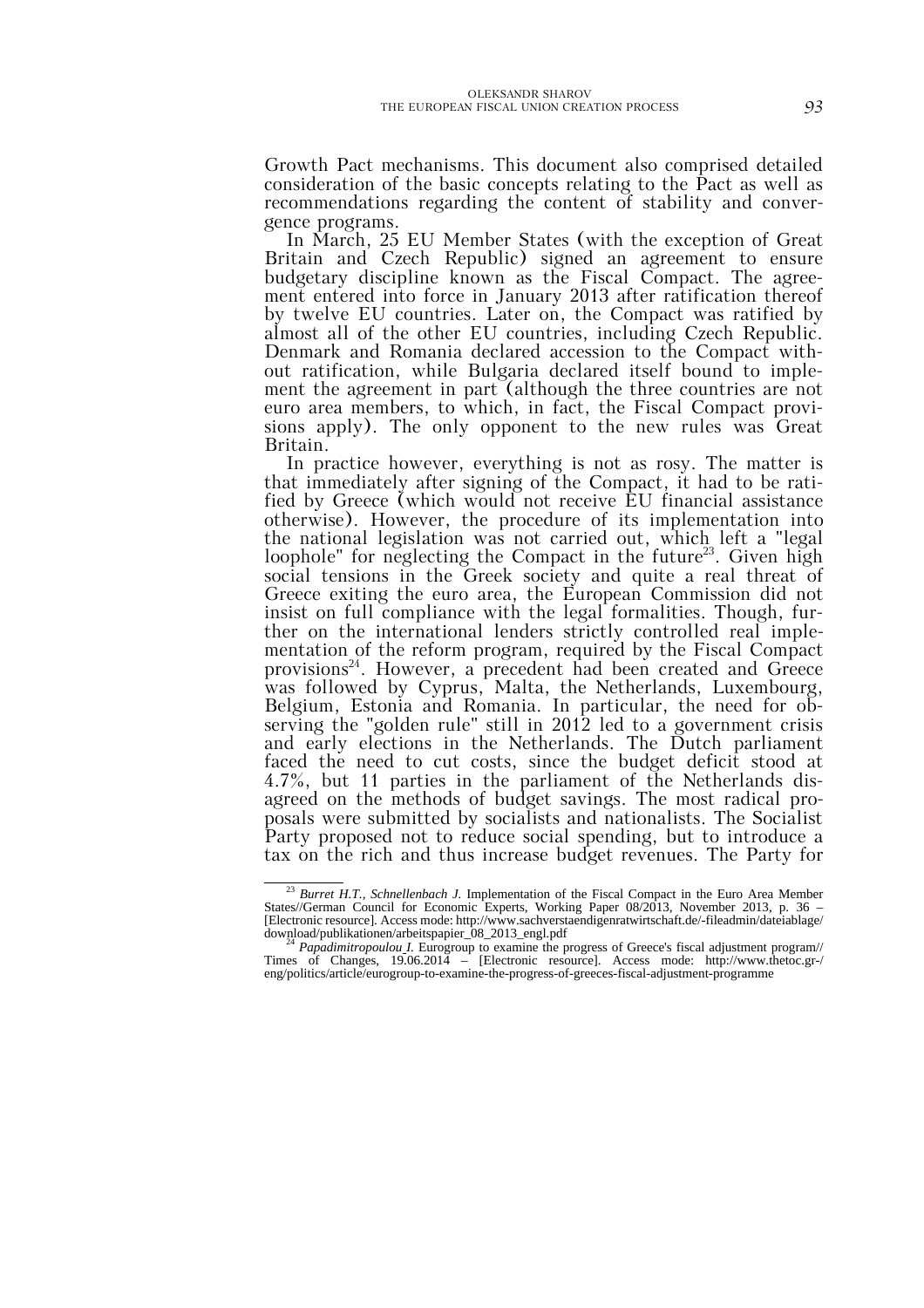Growth Pact mechanisms. This document also comprised detailed consideration of the basic concepts relating to the Pact as well as recommendations regarding the content of stability and convergence programs.

In March, 25 EU Member States (with the exception of Great Britain and Czech Republic) signed an agreement to ensure budgetary discipline known as the Fiscal Compact. The agreement entered into force in January 2013 after ratification thereof by twelve EU countries. Later on, the Compact was ratified by almost all of the other EU countries, including Czech Republic. Denmark and Romania declared accession to the Compact without ratification, while Bulgaria declared itself bound to implement the agreement in part (although the three countries are not euro area members, to which, in fact, the Fiscal Compact provisions apply). The only opponent to the new rules was Great Britain.

In practice however, everything is not as rosy. The matter is that immediately after signing of the Compact, it had to be ratified by Greece (which would not receive EU financial assistance otherwise). However, the procedure of its implementation into the national legislation was not carried out, which left a "legal loophole" for neglecting the Compact in the future[23]. Given high social tensions in the Greek society and quite a real threat of Greece exiting the euro area, the European Commission did not insist on full compliance with the legal formalities. Though, further on the international lenders strictly controlled real implementation of the reform program, required by the Fiscal Compact provisions[24]. However, a precedent had been created and Greece was followed by Cyprus, Malta, the Netherlands, Luxembourg, Belgium, Estonia and Romania. In particular, the need for observing the "golden rule" still in 2012 led to a government crisis and early elections in the Netherlands. The Dutch parliament faced the need to cut costs, since the budget deficit stood at 4.7%, but 11 parties in the parliament of the Netherlands disagreed on the methods of budget savings. The most radical proposals were submitted by socialists and nationalists. The Socialist Party proposed not to reduce social spending, but to introduce a tax on the rich and thus increase budget revenues. The Party for

---

[23] *Burret H.T., Schnellenbach J.* Implementation of the Fiscal Compact in the Euro Area Member States//German Council for Economic Experts, Working Paper 08/2013, November 2013, p. 36 – [Electronic resource]. Access mode: http://www.sachverstaendigenratwirtschaft.de/-fileadmin/dateiablage/download/publikationen/arbeitspapier_08_2013_engl.pdf

[24] *Papadimitropoulou I.* Eurogroup to examine the progress of Greece's fiscal adjustment program// Times of Changes, 19.06.2014 – [Electronic resource]. Access mode: http://www.thetoc.gr-/eng/politics/article/eurogroup-to-examine-the-progress-of-greeces-fiscal-adjustment-programme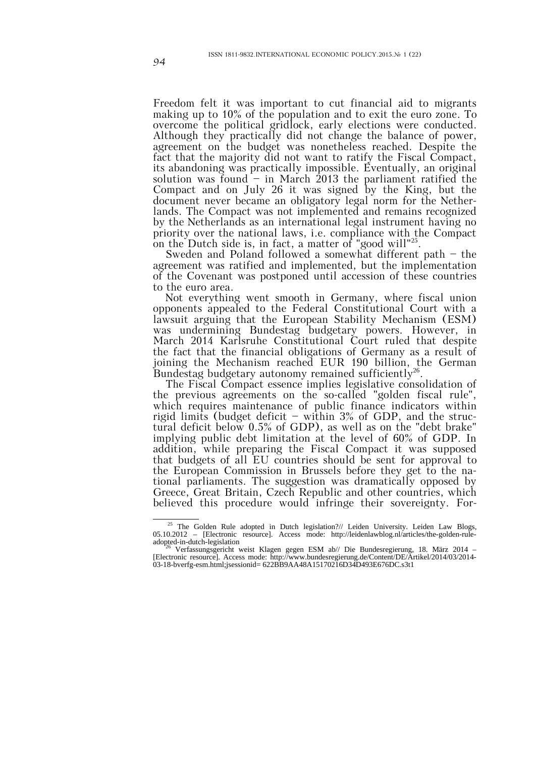Freedom felt it was important to cut financial aid to migrants making up to 10% of the population and to exit the euro zone. To overcome the political gridlock, early elections were conducted. Although they practically did not change the balance of power, agreement on the budget was nonetheless reached. Despite the fact that the majority did not want to ratify the Fiscal Compact, its abandoning was practically impossible. Eventually, an original solution was found – in March 2013 the parliament ratified the Compact and on July 26 it was signed by the King, but the document never became an obligatory legal norm for the Netherlands. The Compact was not implemented and remains recognized by the Netherlands as an international legal instrument having no priority over the national laws, i.e. compliance with the Compact on the Dutch side is, in fact, a matter of "good will"[25].

Sweden and Poland followed a somewhat different path – the agreement was ratified and implemented, but the implementation of the Covenant was postponed until accession of these countries to the euro area.

Not everything went smooth in Germany, where fiscal union opponents appealed to the Federal Constitutional Court with a lawsuit arguing that the European Stability Mechanism (ESM) was undermining Bundestag budgetary powers. However, in March 2014 Karlsruhe Constitutional Court ruled that despite the fact that the financial obligations of Germany as a result of joining the Mechanism reached EUR 190 billion, the German Bundestag budgetary autonomy remained sufficiently[26].

The Fiscal Compact essence implies legislative consolidation of the previous agreements on the so-called "golden fiscal rule", which requires maintenance of public finance indicators within rigid limits (budget deficit – within 3% of GDP, and the structural deficit below 0.5% of GDP), as well as on the "debt brake" implying public debt limitation at the level of 60% of GDP. In addition, while preparing the Fiscal Compact it was supposed that budgets of all EU countries should be sent for approval to the European Commission in Brussels before they get to the national parliaments. The suggestion was dramatically opposed by Greece, Great Britain, Czech Republic and other countries, which believed this procedure would infringe their sovereignty. For-

---

[25] The Golden Rule adopted in Dutch legislation?// Leiden University. Leiden Law Blogs, 05.10.2012 – [Electronic resource]. Access mode: http://leidenlawblog.nl/articles/the-golden-rule-adopted-in-dutch-legislation

[26] Verfassungsgericht weist Klagen gegen ESM ab// Die Bundesregierung, 18. März 2014 – [Electronic resource]. Access mode: http://www.bundesregierung.de/Content/DE/Artikel/2014/03/2014-03-18-bverfg-esm.html;jsessionid= 622BB9AA48A15170216D34D493E676DC.s3t1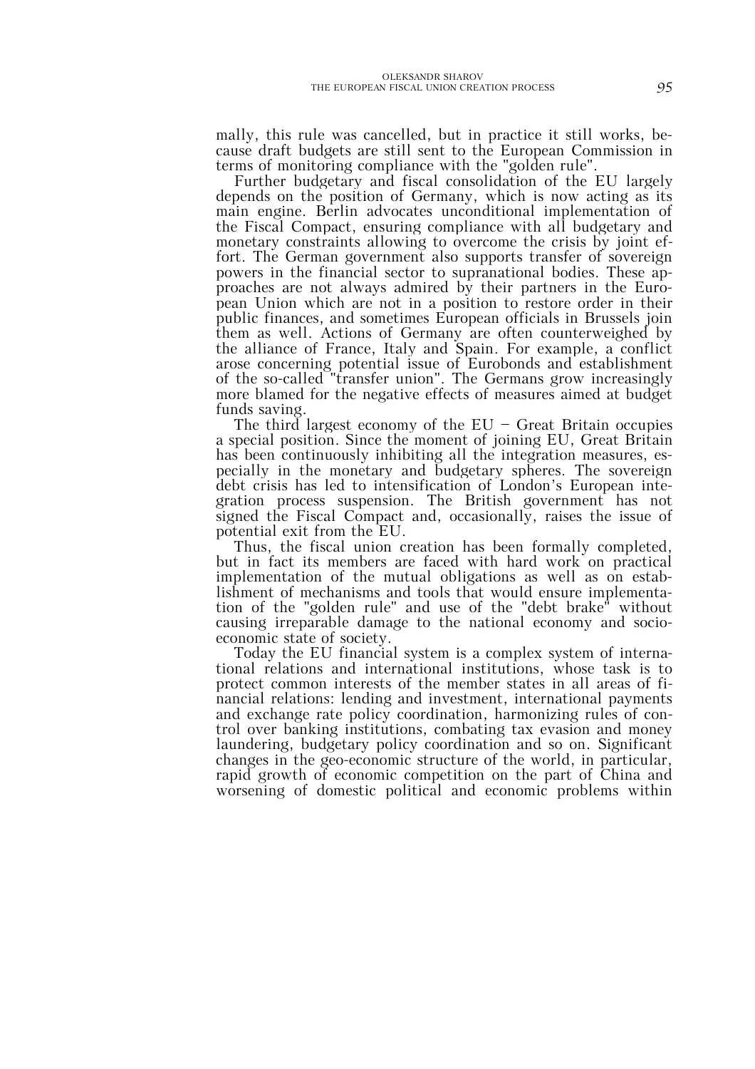mally, this rule was cancelled, but in practice it still works, because draft budgets are still sent to the European Commission in terms of monitoring compliance with the "golden rule".

Further budgetary and fiscal consolidation of the EU largely depends on the position of Germany, which is now acting as its main engine. Berlin advocates unconditional implementation of the Fiscal Compact, ensuring compliance with all budgetary and monetary constraints allowing to overcome the crisis by joint effort. The German government also supports transfer of sovereign powers in the financial sector to supranational bodies. These approaches are not always admired by their partners in the European Union which are not in a position to restore order in their public finances, and sometimes European officials in Brussels join them as well. Actions of Germany are often counterweighed by the alliance of France, Italy and Spain. For example, a conflict arose concerning potential issue of Eurobonds and establishment of the so-called "transfer union". The Germans grow increasingly more blamed for the negative effects of measures aimed at budget funds saving.

The third largest economy of the EU – Great Britain occupies a special position. Since the moment of joining EU, Great Britain has been continuously inhibiting all the integration measures, especially in the monetary and budgetary spheres. The sovereign debt crisis has led to intensification of London's European integration process suspension. The British government has not signed the Fiscal Compact and, occasionally, raises the issue of potential exit from the EU.

Thus, the fiscal union creation has been formally completed, but in fact its members are faced with hard work on practical implementation of the mutual obligations as well as on establishment of mechanisms and tools that would ensure implementation of the "golden rule" and use of the "debt brake" without causing irreparable damage to the national economy and socio-economic state of society.

Today the EU financial system is a complex system of international relations and international institutions, whose task is to protect common interests of the member states in all areas of financial relations: lending and investment, international payments and exchange rate policy coordination, harmonizing rules of control over banking institutions, combating tax evasion and money laundering, budgetary policy coordination and so on. Significant changes in the geo-economic structure of the world, in particular, rapid growth of economic competition on the part of China and worsening of domestic political and economic problems within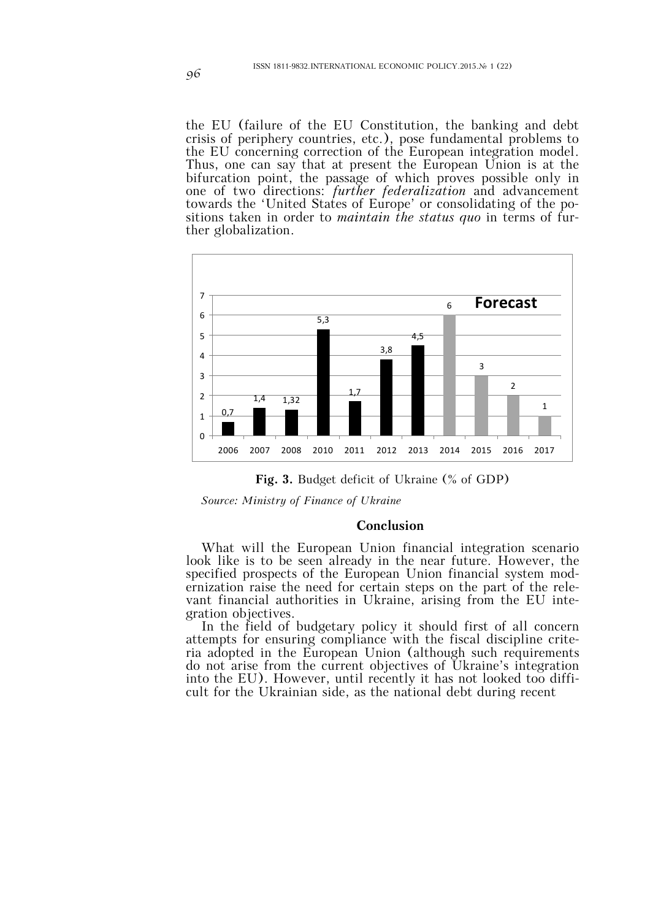the EU (failure of the EU Constitution, the banking and debt crisis of periphery countries, etc.), pose fundamental problems to the EU concerning correction of the European integration model. Thus, one can say that at present the European Union is at the bifurcation point, the passage of which proves possible only in one of two directions: *further federalization* and advancement towards the 'United States of Europe' or consolidating of the positions taken in order to *maintain the status quo* in terms of further globalization.

**Fig. 3.** Budget deficit of Ukraine (% of GDP)

*Source: Ministry of Finance of Ukraine*

## Conclusion

What will the European Union financial integration scenario look like is to be seen already in the near future. However, the specified prospects of the European Union financial system modernization raise the need for certain steps on the part of the relevant financial authorities in Ukraine, arising from the EU integration objectives.

In the field of budgetary policy it should first of all concern attempts for ensuring compliance with the fiscal discipline criteria adopted in the European Union (although such requirements do not arise from the current objectives of Ukraine's integration into the EU). However, until recently it has not looked too difficult for the Ukrainian side, as the national debt during recent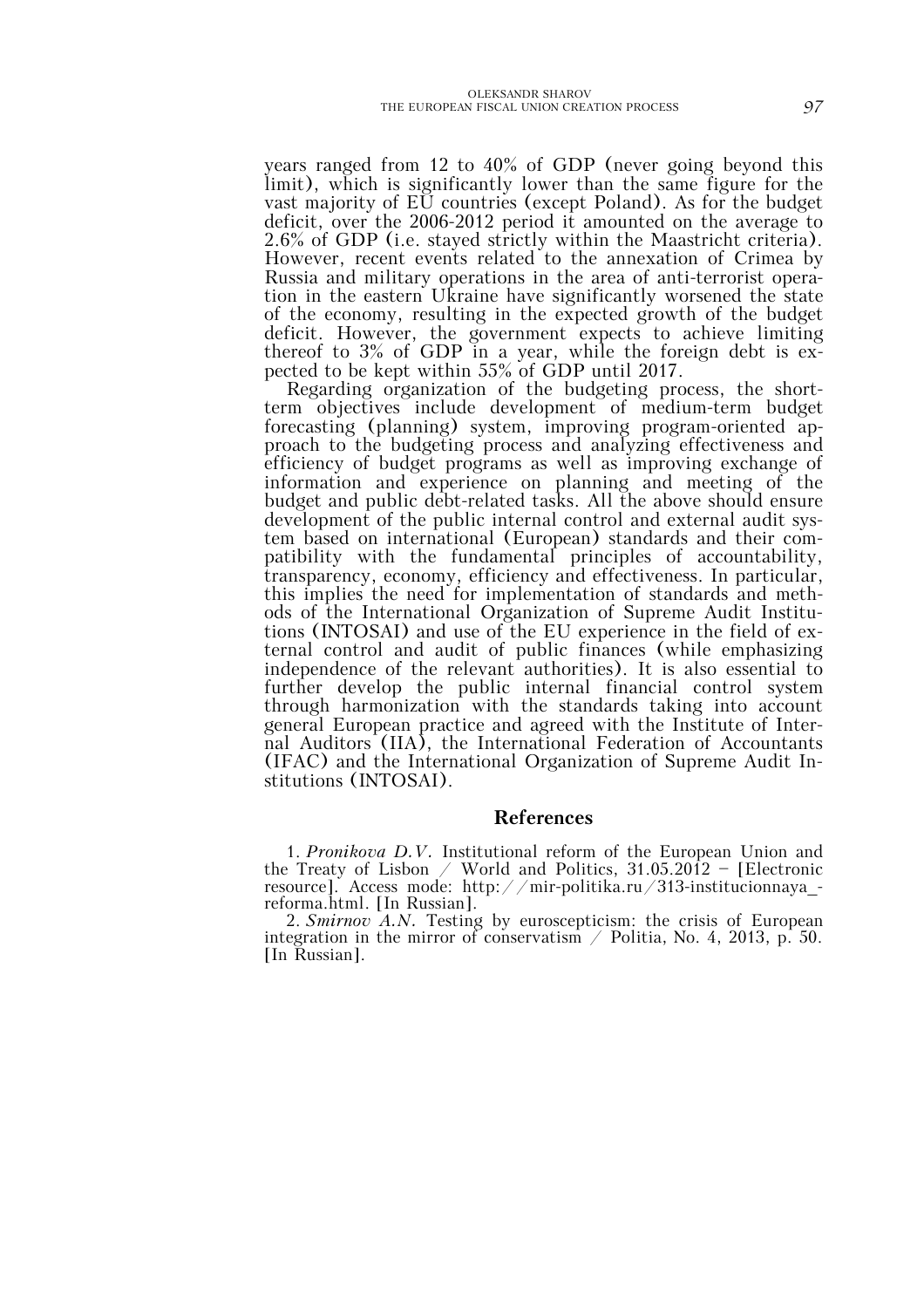years ranged from 12 to 40% of GDP (never going beyond this limit), which is significantly lower than the same figure for the vast majority of EU countries (except Poland). As for the budget deficit, over the 2006-2012 period it amounted on the average to 2.6% of GDP (i.e. stayed strictly within the Maastricht criteria). However, recent events related to the annexation of Crimea by Russia and military operations in the area of anti-terrorist operation in the eastern Ukraine have significantly worsened the state of the economy, resulting in the expected growth of the budget deficit. However, the government expects to achieve limiting thereof to 3% of GDP in a year, while the foreign debt is expected to be kept within 55% of GDP until 2017.

Regarding organization of the budgeting process, the short-term objectives include development of medium-term budget forecasting (planning) system, improving program-oriented approach to the budgeting process and analyzing effectiveness and efficiency of budget programs as well as improving exchange of information and experience on planning and meeting of the budget and public debt-related tasks. All the above should ensure development of the public internal control and external audit system based on international (European) standards and their compatibility with the fundamental principles of accountability, transparency, economy, efficiency and effectiveness. In particular, this implies the need for implementation of standards and methods of the International Organization of Supreme Audit Institutions (INTOSAI) and use of the EU experience in the field of external control and audit of public finances (while emphasizing independence of the relevant authorities). It is also essential to further develop the public internal financial control system through harmonization with the standards taking into account general European practice and agreed with the Institute of Internal Auditors (IIA), the International Federation of Accountants (IFAC) and the International Organization of Supreme Audit Institutions (INTOSAI).

## References

1. *Pronikova D.V.* Institutional reform of the European Union and the Treaty of Lisbon / World and Politics, 31.05.2012 – [Electronic resource]. Access mode: http://mir-politika.ru/313-institucionnaya_-reforma.html. [In Russian].

2. *Smirnov A.N.* Testing by euroscepticism: the crisis of European integration in the mirror of conservatism / Politia, No. 4, 2013, p. 50. [In Russian].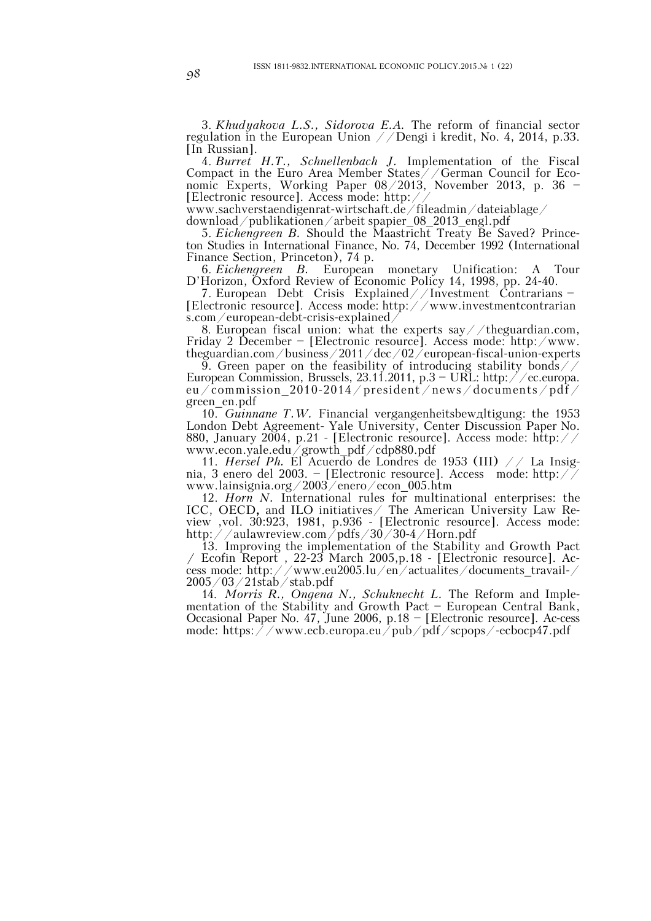3. *Khudyakova L.S., Sidorova E.A.* The reform of financial sector regulation in the European Union //Dengi i kredit, No. 4, 2014, p.33. [In Russian].

4. *Burret H.T., Schnellenbach J.* Implementation of the Fiscal Compact in the Euro Area Member States//German Council for Economic Experts, Working Paper 08/2013, November 2013, p. 36 – [Electronic resource]. Access mode: http://www.sachverstaendigenrat-wirtschaft.de/fileadmin/dateiablage/download/publikationen/arbeit spapier_08_2013_engl.pdf

5. *Eichengreen B.* Should the Maastricht Treaty Be Saved? Princeton Studies in International Finance, No. 74, December 1992 (International Finance Section, Princeton), 74 p.

6. *Eichengreen B.* European monetary Unification: A Tour D'Horizon, Oxford Review of Economic Policy 14, 1998, pp. 24-40.

7. European Debt Crisis Explained//Investment Contrarians – [Electronic resource]. Access mode: http://www.investmentcontrarians.com/european-debt-crisis-explained/

8. European fiscal union: what the experts say//theguardian.com, Friday 2 December – [Electronic resource]. Access mode: http:/www.theguardian.com/business/2011/dec/02/european-fiscal-union-experts

9. Green paper on the feasibility of introducing stability bonds//European Commission, Brussels, 23.11.2011, p.3 – URL: http://ec.europa.eu/commission_2010-2014/president/news/documents/pdf/green_en.pdf

10. *Guinnane T.W.* Financial vergangenheitsbewдltigung: the 1953 London Debt Agreement- Yale University, Center Discussion Paper No. 880, January 2004, p.21 - [Electronic resource]. Access mode: http://www.econ.yale.edu/growth_pdf/cdp880.pdf

11. *Hersel Ph.* El Acuerdo de Londres de 1953 (III) // La Insignia, 3 enero del 2003. – [Electronic resource]. Access mode: http://www.lainsignia.org/2003/enero/econ_005.htm

12. *Horn N.* International rules for multinational enterprises: the ICC, OECD, and ILO initiatives/ The American University Law Review ,vol. 30:923, 1981, p.936 - [Electronic resource]. Access mode: http://aulawreview.com/pdfs/30/30-4/Horn.pdf

13. Improving the implementation of the Stability and Growth Pact / Ecofin Report , 22-23 March 2005,p.18 - [Electronic resource]. Access mode: http://www.eu2005.lu/en/actualites/documents_travail-/2005/03/21stab/stab.pdf

14. *Morris R., Ongena N., Schuknecht L.* The Reform and Implementation of the Stability and Growth Pact – European Central Bank, Occasional Paper No. 47, June 2006, p.18 – [Electronic resource]. Ac-cess mode: https://www.ecb.europa.eu/pub/pdf/scpops/-ecbocp47.pdf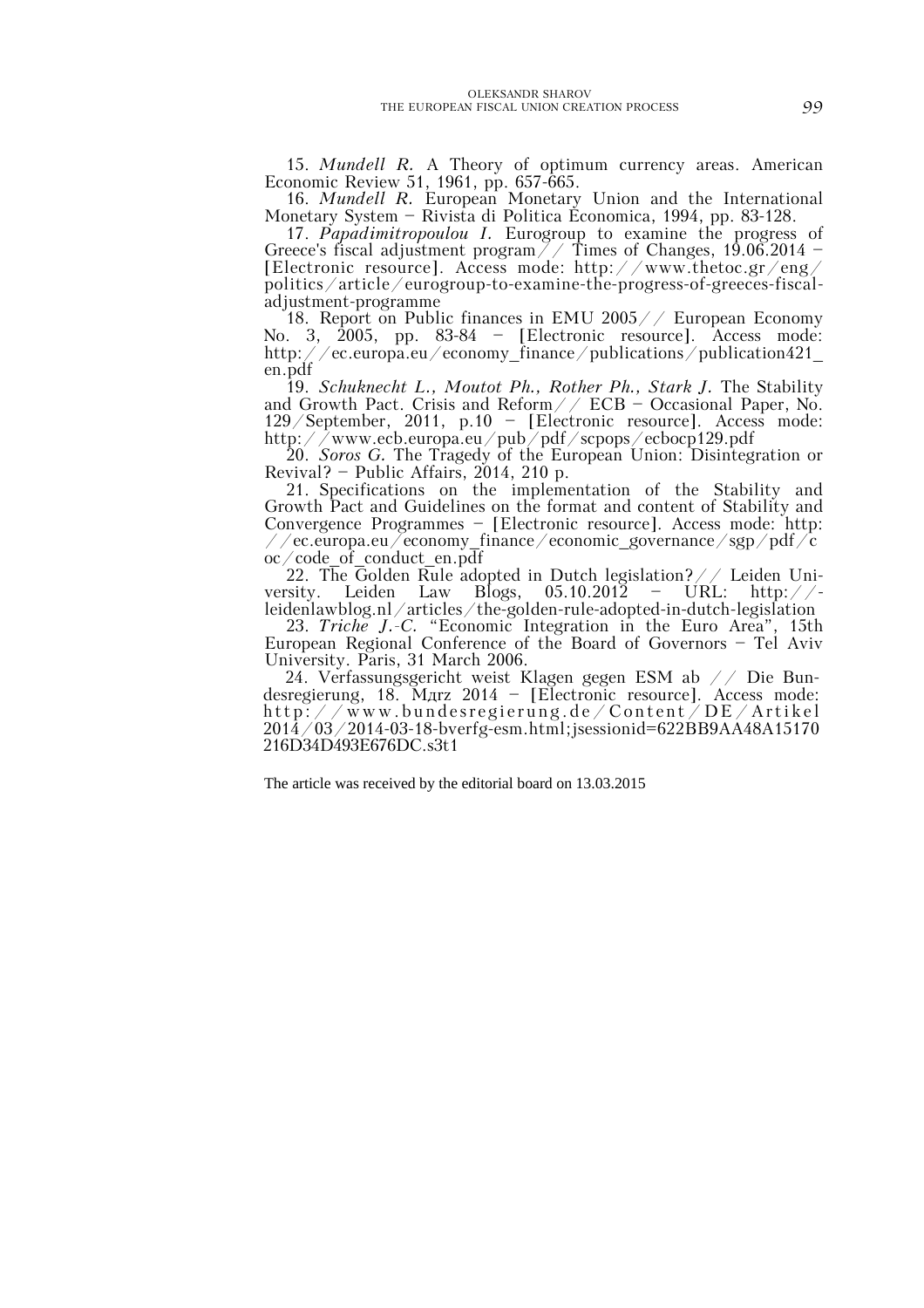15. *Mundell R.* A Theory of optimum currency areas. American Economic Review 51, 1961, pp. 657-665.

16. *Mundell R.* European Monetary Union and the International Monetary System – Rivista di Politica Economica, 1994, pp. 83-128.

17. *Papadimitropoulou I.* Eurogroup to examine the progress of Greece's fiscal adjustment program // Times of Changes, 19.06.2014 – [Electronic resource]. Access mode: http://www.thetoc.gr/eng/politics/article/eurogroup-to-examine-the-progress-of-greeces-fiscal-adjustment-programme

18. Report on Public finances in EMU 2005 // European Economy No. 3, 2005, pp. 83-84 – [Electronic resource]. Access mode: http://ec.europa.eu/economy_finance/publications/publication421_en.pdf

19. *Schuknecht L., Moutot Ph., Rother Ph., Stark J.* The Stability and Growth Pact. Crisis and Reform // ECB – Occasional Paper, No. 129/September, 2011, p.10 – [Electronic resource]. Access mode: http://www.ecb.europa.eu/pub/pdf/scpops/ecbocp129.pdf

20. *Soros G.* The Tragedy of the European Union: Disintegration or Revival? – Public Affairs, 2014, 210 p.

21. Specifications on the implementation of the Stability and Growth Pact and Guidelines on the format and content of Stability and Convergence Programmes – [Electronic resource]. Access mode: http://ec.europa.eu/economy_finance/economic_governance/sgp/pdf/coc/code_of_conduct_en.pdf

22. The Golden Rule adopted in Dutch legislation? // Leiden University. Leiden Law Blogs, 05.10.2012 – URL: http://-leidenlawblog.nl/articles/the-golden-rule-adopted-in-dutch-legislation

23. *Triche J.-C.* "Economic Integration in the Euro Area", 15th European Regional Conference of the Board of Governors – Tel Aviv University. Paris, 31 March 2006.

24. Verfassungsgericht weist Klagen gegen ESM ab // Die Bundesregierung, 18. Mдrz 2014 – [Electronic resource]. Access mode: http://www.bundesregierung.de/Content/DE/Artikel/2014/03/2014-03-18-bverfg-esm.html;jsessionid=622BB9AA48A15170216D34D493E676DC.s3t1

The article was received by the editorial board on 13.03.2015